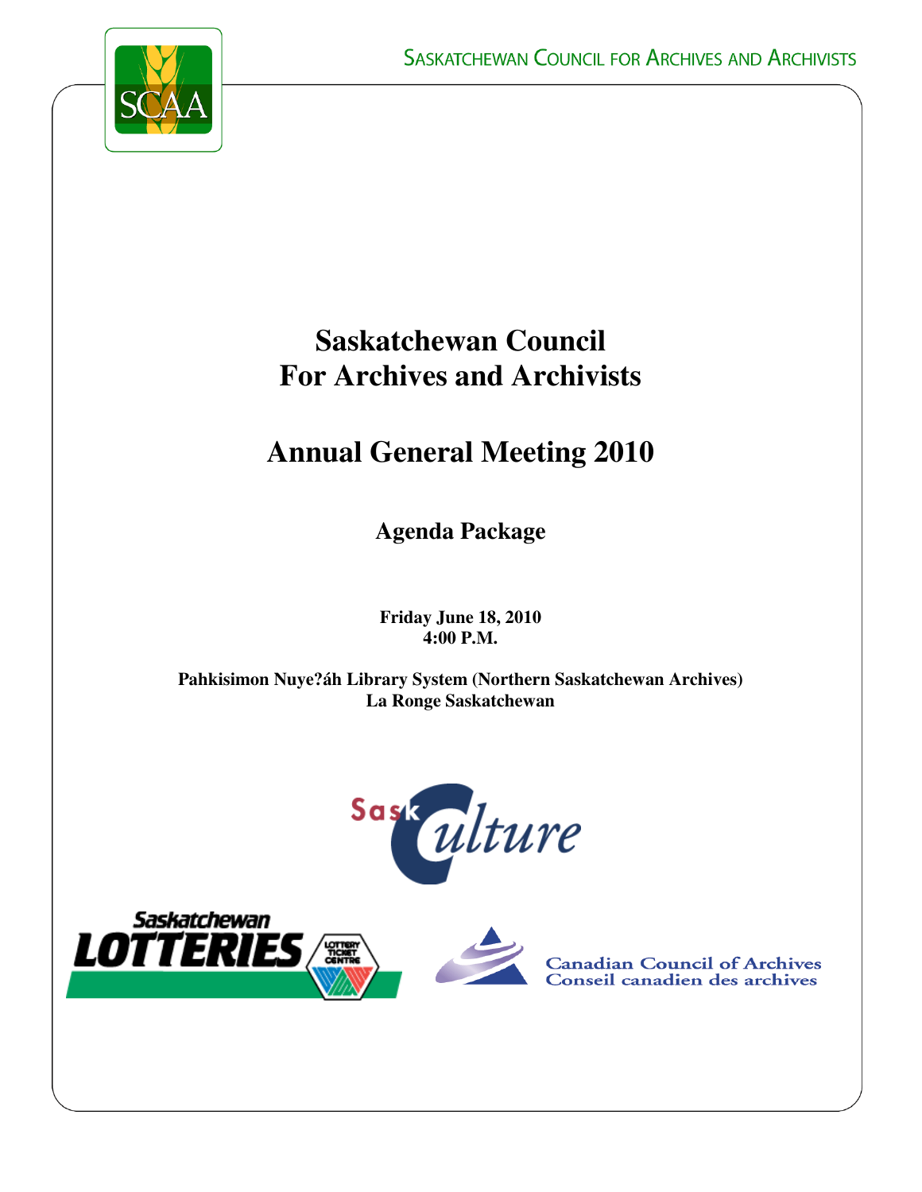SASKATCHEWAN COUNCIL FOR ARCHIVES AND ARCHIVISTS

# Saskatchewan Council For Archives and Archivists

# Annual General Meeting 2010

## Agenda Package

**Friday June 18, 2010**
**4:00 P.M.**

**Pahkisimon Nuye?áh Library System (Northern Saskatchewan Archives)**
**La Ronge Saskatchewan**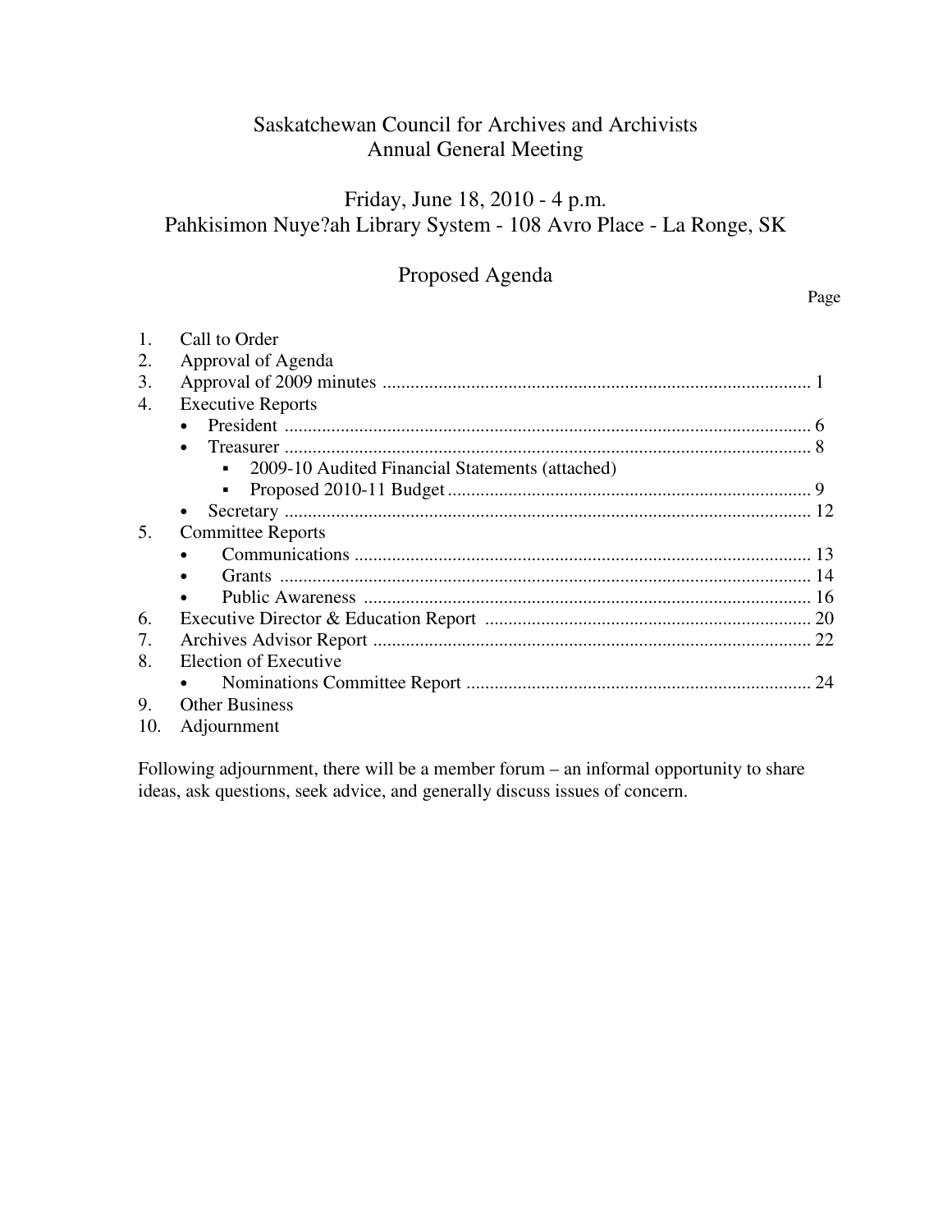# Saskatchewan Council for Archives and Archivists
# Annual General Meeting

## Friday, June 18, 2010 - 4 p.m.
## Pahkisimon Nuye?ah Library System - 108 Avro Place - La Ronge, SK

## Proposed Agenda

Page

1. Call to Order
2. Approval of Agenda
3. Approval of 2009 minutes ........................................................................................... 1
4. Executive Reports
   - President ................................................................................................................ 6
   - Treasurer ................................................................................................................ 8
     - 2009-10 Audited Financial Statements (attached)
     - Proposed 2010-11 Budget ............................................................................. 9
   - Secretary ................................................................................................................ 12
5. Committee Reports
   - Communications ................................................................................................. 13
   - Grants ................................................................................................................. 14
   - Public Awareness ............................................................................................... 16
6. Executive Director & Education Report ..................................................................... 20
7. Archives Advisor Report ............................................................................................. 22
8. Election of Executive
   - Nominations Committee Report ......................................................................... 24
9. Other Business
10. Adjournment

Following adjournment, there will be a member forum – an informal opportunity to share ideas, ask questions, seek advice, and generally discuss issues of concern.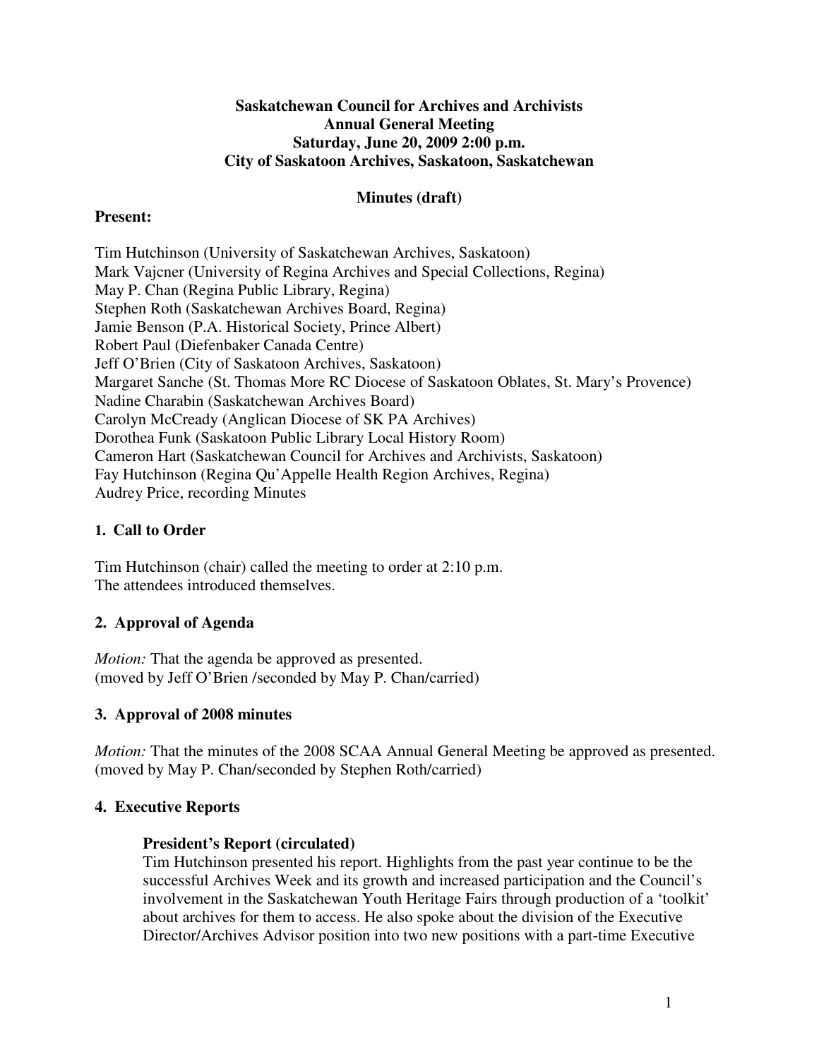**Saskatchewan Council for Archives and Archivists**
**Annual General Meeting**
**Saturday, June 20, 2009 2:00 p.m.**
**City of Saskatoon Archives, Saskatoon, Saskatchewan**

**Minutes (draft)**

**Present:**

Tim Hutchinson (University of Saskatchewan Archives, Saskatoon)
Mark Vajcner (University of Regina Archives and Special Collections, Regina)
May P. Chan (Regina Public Library, Regina)
Stephen Roth (Saskatchewan Archives Board, Regina)
Jamie Benson (P.A. Historical Society, Prince Albert)
Robert Paul (Diefenbaker Canada Centre)
Jeff O'Brien (City of Saskatoon Archives, Saskatoon)
Margaret Sanche (St. Thomas More RC Diocese of Saskatoon Oblates, St. Mary's Provence)
Nadine Charabin (Saskatchewan Archives Board)
Carolyn McCready (Anglican Diocese of SK PA Archives)
Dorothea Funk (Saskatoon Public Library Local History Room)
Cameron Hart (Saskatchewan Council for Archives and Archivists, Saskatoon)
Fay Hutchinson (Regina Qu'Appelle Health Region Archives, Regina)
Audrey Price, recording Minutes

## 1. Call to Order

Tim Hutchinson (chair) called the meeting to order at 2:10 p.m.
The attendees introduced themselves.

## 2. Approval of Agenda

*Motion:* That the agenda be approved as presented.
(moved by Jeff O'Brien /seconded by May P. Chan/carried)

## 3. Approval of 2008 minutes

*Motion:* That the minutes of the 2008 SCAA Annual General Meeting be approved as presented.
(moved by May P. Chan/seconded by Stephen Roth/carried)

## 4. Executive Reports

### President's Report (circulated)

Tim Hutchinson presented his report. Highlights from the past year continue to be the successful Archives Week and its growth and increased participation and the Council's involvement in the Saskatchewan Youth Heritage Fairs through production of a 'toolkit' about archives for them to access. He also spoke about the division of the Executive Director/Archives Advisor position into two new positions with a part-time Executive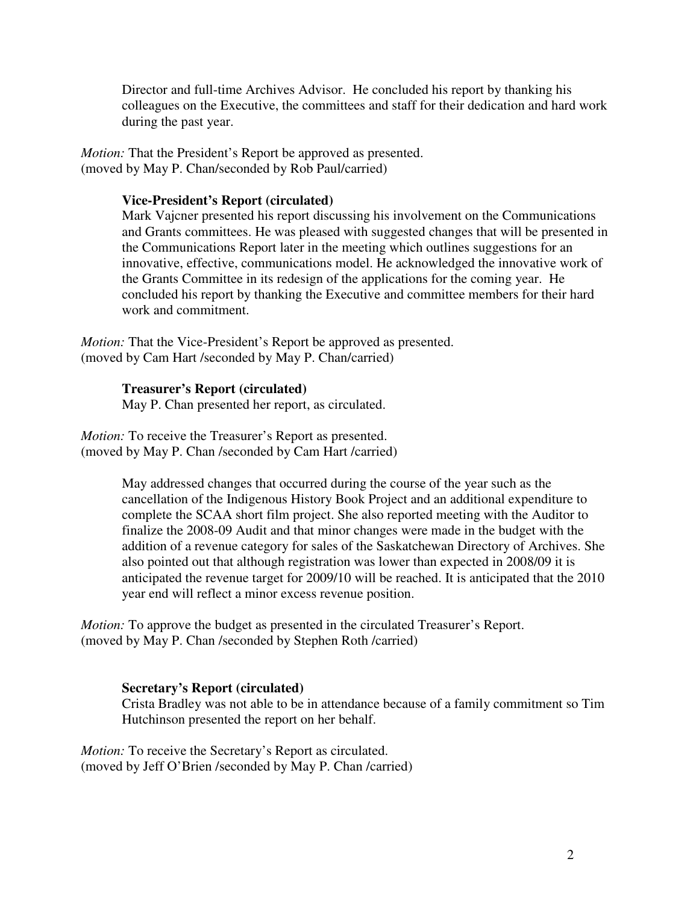Director and full-time Archives Advisor. He concluded his report by thanking his colleagues on the Executive, the committees and staff for their dedication and hard work during the past year.

*Motion:* That the President's Report be approved as presented.
(moved by May P. Chan/seconded by Rob Paul/carried)

**Vice-President's Report (circulated)**

Mark Vajcner presented his report discussing his involvement on the Communications and Grants committees. He was pleased with suggested changes that will be presented in the Communications Report later in the meeting which outlines suggestions for an innovative, effective, communications model. He acknowledged the innovative work of the Grants Committee in its redesign of the applications for the coming year. He concluded his report by thanking the Executive and committee members for their hard work and commitment.

*Motion:* That the Vice-President's Report be approved as presented.
(moved by Cam Hart /seconded by May P. Chan/carried)

**Treasurer's Report (circulated)**

May P. Chan presented her report, as circulated.

*Motion:* To receive the Treasurer's Report as presented.
(moved by May P. Chan /seconded by Cam Hart /carried)

May addressed changes that occurred during the course of the year such as the cancellation of the Indigenous History Book Project and an additional expenditure to complete the SCAA short film project. She also reported meeting with the Auditor to finalize the 2008-09 Audit and that minor changes were made in the budget with the addition of a revenue category for sales of the Saskatchewan Directory of Archives. She also pointed out that although registration was lower than expected in 2008/09 it is anticipated the revenue target for 2009/10 will be reached. It is anticipated that the 2010 year end will reflect a minor excess revenue position.

*Motion:* To approve the budget as presented in the circulated Treasurer's Report.
(moved by May P. Chan /seconded by Stephen Roth /carried)

**Secretary's Report (circulated)**

Crista Bradley was not able to be in attendance because of a family commitment so Tim Hutchinson presented the report on her behalf.

*Motion:* To receive the Secretary's Report as circulated.
(moved by Jeff O'Brien /seconded by May P. Chan /carried)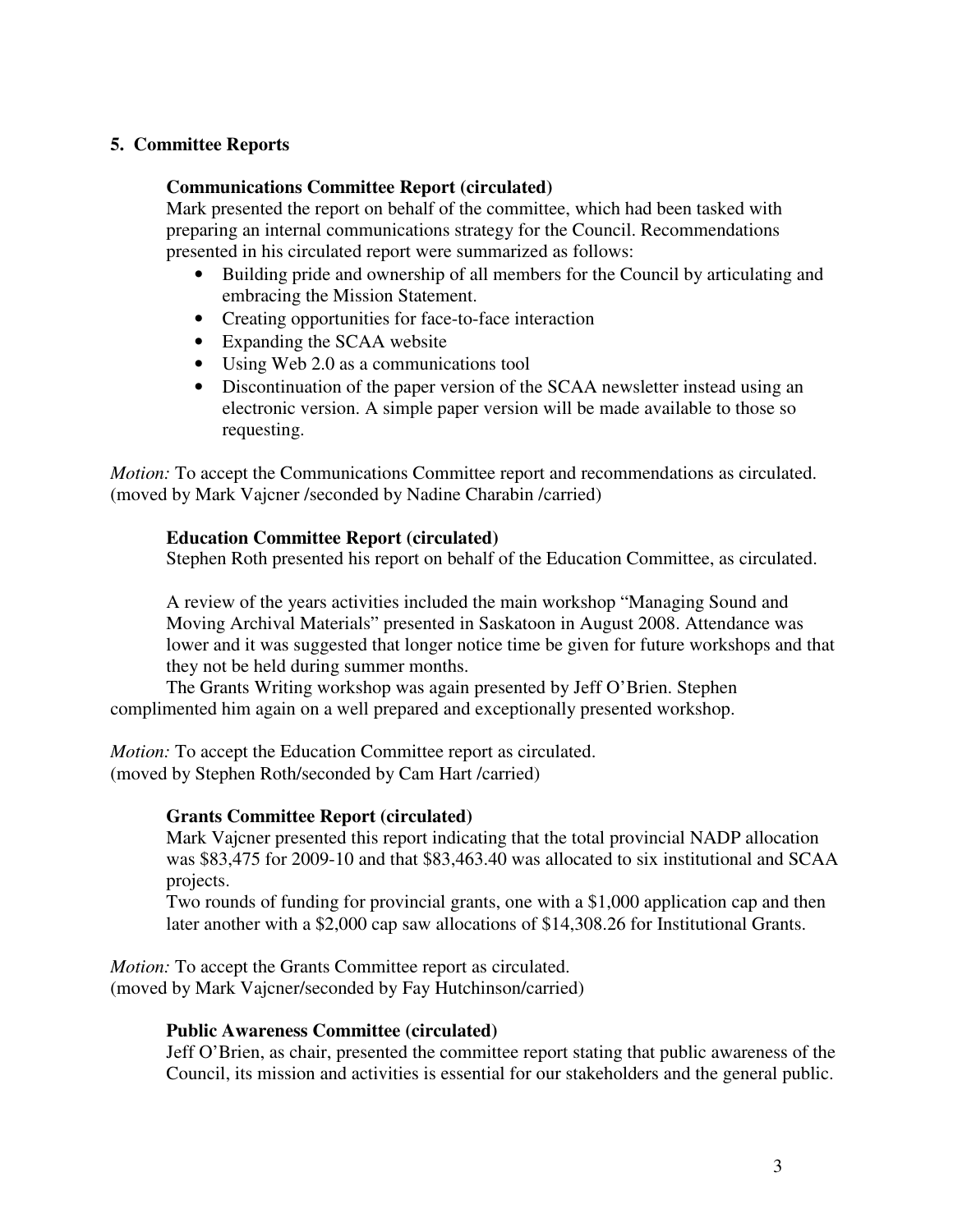## 5. Committee Reports

### Communications Committee Report (circulated)

Mark presented the report on behalf of the committee, which had been tasked with preparing an internal communications strategy for the Council. Recommendations presented in his circulated report were summarized as follows:

- Building pride and ownership of all members for the Council by articulating and embracing the Mission Statement.
- Creating opportunities for face-to-face interaction
- Expanding the SCAA website
- Using Web 2.0 as a communications tool
- Discontinuation of the paper version of the SCAA newsletter instead using an electronic version. A simple paper version will be made available to those so requesting.

*Motion:* To accept the Communications Committee report and recommendations as circulated. (moved by Mark Vajcner /seconded by Nadine Charabin /carried)

### Education Committee Report (circulated)

Stephen Roth presented his report on behalf of the Education Committee, as circulated.

A review of the years activities included the main workshop "Managing Sound and Moving Archival Materials" presented in Saskatoon in August 2008. Attendance was lower and it was suggested that longer notice time be given for future workshops and that they not be held during summer months.

The Grants Writing workshop was again presented by Jeff O'Brien. Stephen complimented him again on a well prepared and exceptionally presented workshop.

*Motion:* To accept the Education Committee report as circulated.
(moved by Stephen Roth/seconded by Cam Hart /carried)

### Grants Committee Report (circulated)

Mark Vajcner presented this report indicating that the total provincial NADP allocation was $83,475 for 2009-10 and that $83,463.40 was allocated to six institutional and SCAA projects.

Two rounds of funding for provincial grants, one with a $1,000 application cap and then later another with a $2,000 cap saw allocations of $14,308.26 for Institutional Grants.

*Motion:* To accept the Grants Committee report as circulated.
(moved by Mark Vajcner/seconded by Fay Hutchinson/carried)

### Public Awareness Committee (circulated)

Jeff O'Brien, as chair, presented the committee report stating that public awareness of the Council, its mission and activities is essential for our stakeholders and the general public.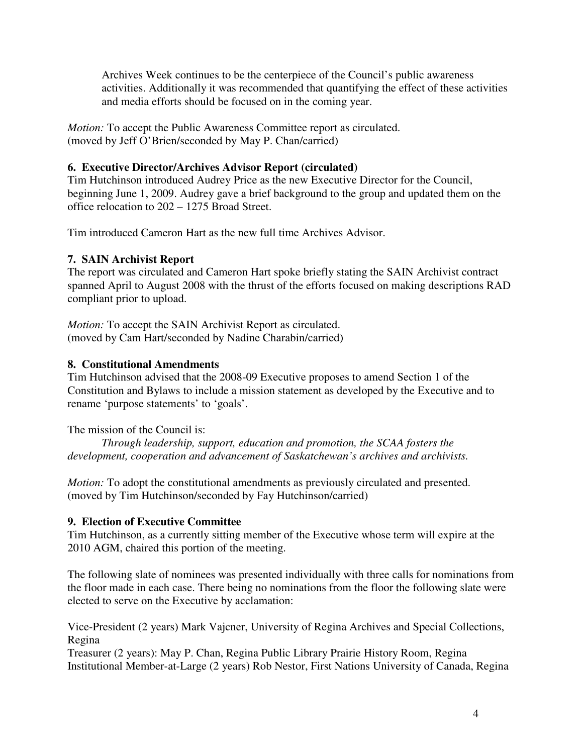Archives Week continues to be the centerpiece of the Council's public awareness activities. Additionally it was recommended that quantifying the effect of these activities and media efforts should be focused on in the coming year.

*Motion:* To accept the Public Awareness Committee report as circulated.
(moved by Jeff O'Brien/seconded by May P. Chan/carried)

**6. Executive Director/Archives Advisor Report (circulated)**

Tim Hutchinson introduced Audrey Price as the new Executive Director for the Council, beginning June 1, 2009. Audrey gave a brief background to the group and updated them on the office relocation to 202 – 1275 Broad Street.

Tim introduced Cameron Hart as the new full time Archives Advisor.

**7. SAIN Archivist Report**

The report was circulated and Cameron Hart spoke briefly stating the SAIN Archivist contract spanned April to August 2008 with the thrust of the efforts focused on making descriptions RAD compliant prior to upload.

*Motion:* To accept the SAIN Archivist Report as circulated.
(moved by Cam Hart/seconded by Nadine Charabin/carried)

**8. Constitutional Amendments**

Tim Hutchinson advised that the 2008-09 Executive proposes to amend Section 1 of the Constitution and Bylaws to include a mission statement as developed by the Executive and to rename 'purpose statements' to 'goals'.

The mission of the Council is:

*Through leadership, support, education and promotion, the SCAA fosters the development, cooperation and advancement of Saskatchewan's archives and archivists.*

*Motion:* To adopt the constitutional amendments as previously circulated and presented.
(moved by Tim Hutchinson/seconded by Fay Hutchinson/carried)

**9. Election of Executive Committee**

Tim Hutchinson, as a currently sitting member of the Executive whose term will expire at the 2010 AGM, chaired this portion of the meeting.

The following slate of nominees was presented individually with three calls for nominations from the floor made in each case. There being no nominations from the floor the following slate were elected to serve on the Executive by acclamation:

Vice-President (2 years) Mark Vajcner, University of Regina Archives and Special Collections, Regina
Treasurer (2 years): May P. Chan, Regina Public Library Prairie History Room, Regina
Institutional Member-at-Large (2 years) Rob Nestor, First Nations University of Canada, Regina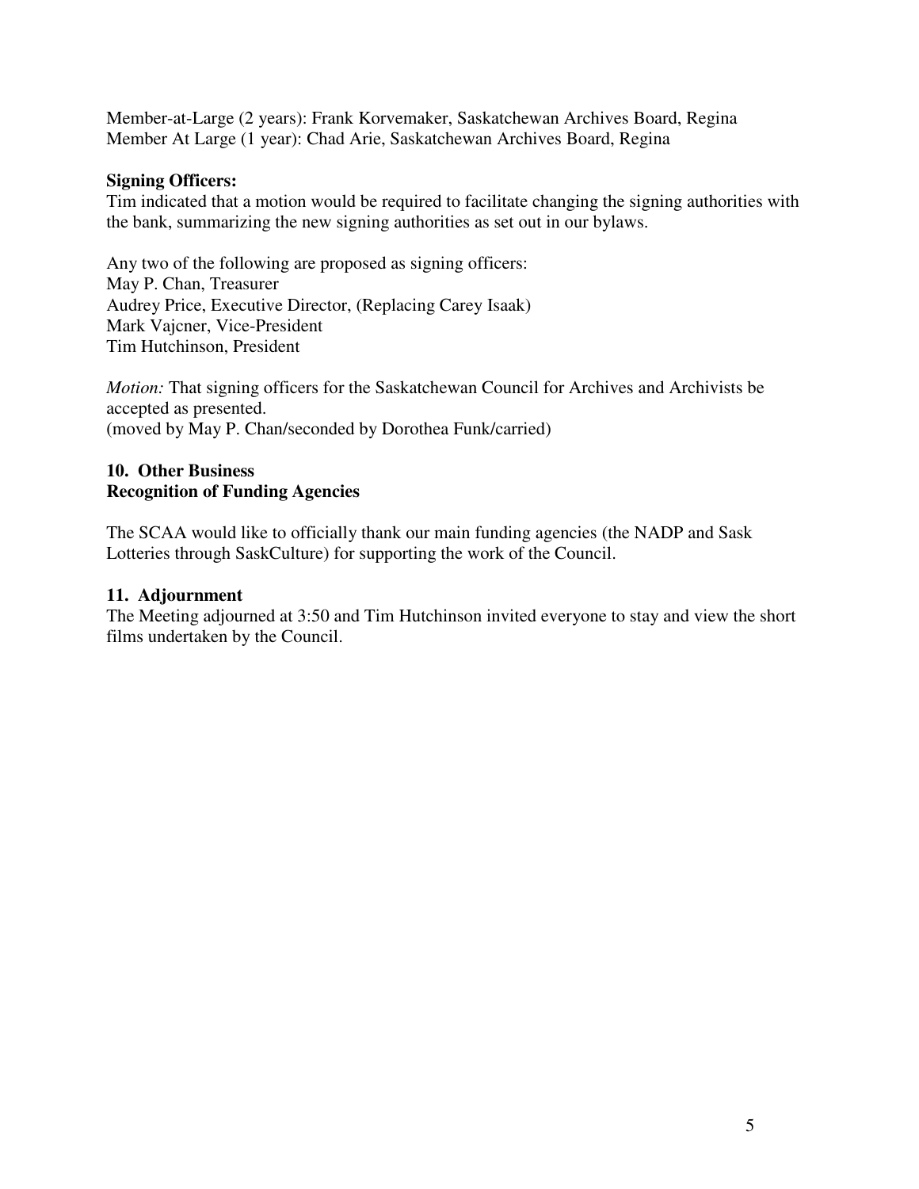Member-at-Large (2 years): Frank Korvemaker, Saskatchewan Archives Board, Regina
Member At Large (1 year): Chad Arie, Saskatchewan Archives Board, Regina

**Signing Officers:**
Tim indicated that a motion would be required to facilitate changing the signing authorities with the bank, summarizing the new signing authorities as set out in our bylaws.

Any two of the following are proposed as signing officers:
May P. Chan, Treasurer
Audrey Price, Executive Director, (Replacing Carey Isaak)
Mark Vajcner, Vice-President
Tim Hutchinson, President

*Motion:* That signing officers for the Saskatchewan Council for Archives and Archivists be accepted as presented.
(moved by May P. Chan/seconded by Dorothea Funk/carried)

### 10. Other Business

**Recognition of Funding Agencies**

The SCAA would like to officially thank our main funding agencies (the NADP and Sask Lotteries through SaskCulture) for supporting the work of the Council.

### 11. Adjournment

The Meeting adjourned at 3:50 and Tim Hutchinson invited everyone to stay and view the short films undertaken by the Council.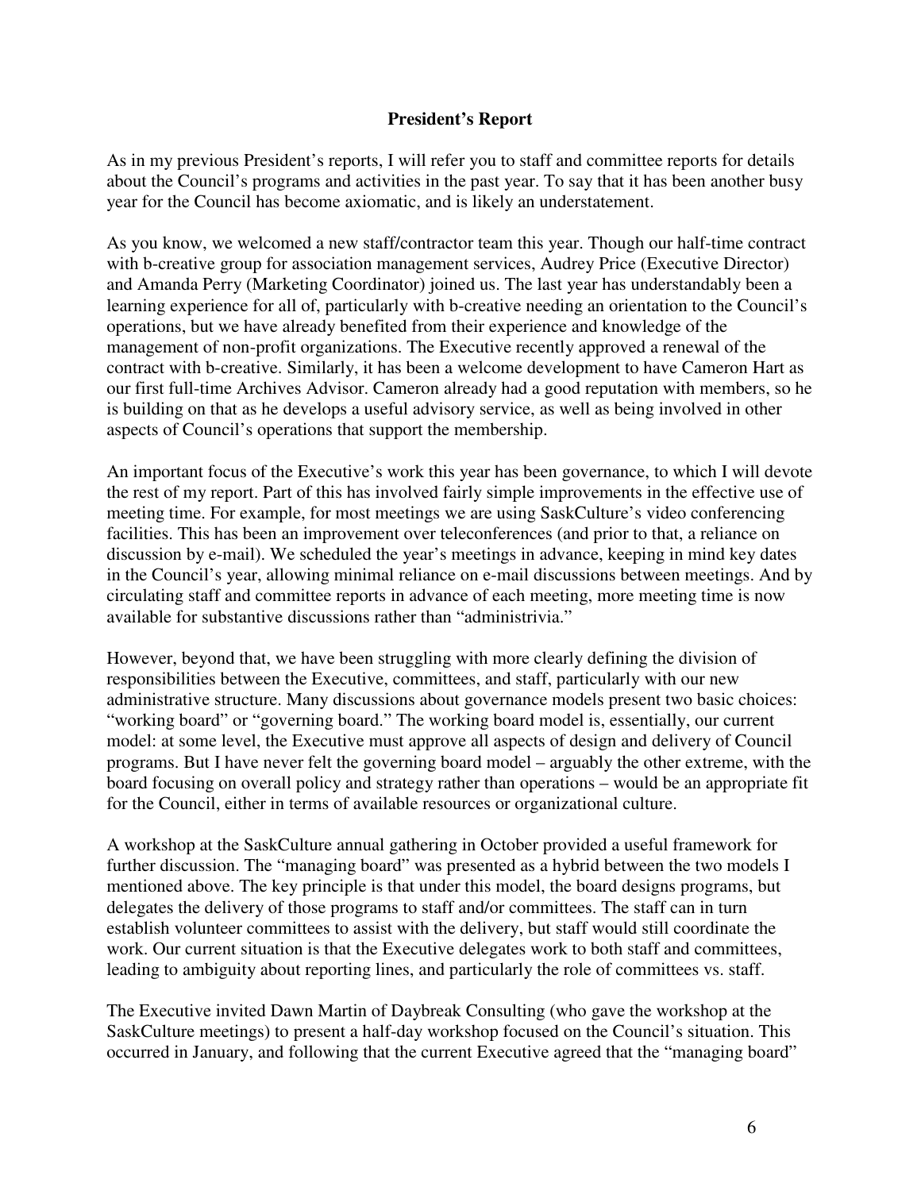## President's Report

As in my previous President's reports, I will refer you to staff and committee reports for details about the Council's programs and activities in the past year. To say that it has been another busy year for the Council has become axiomatic, and is likely an understatement.

As you know, we welcomed a new staff/contractor team this year. Though our half-time contract with b-creative group for association management services, Audrey Price (Executive Director) and Amanda Perry (Marketing Coordinator) joined us. The last year has understandably been a learning experience for all of, particularly with b-creative needing an orientation to the Council's operations, but we have already benefited from their experience and knowledge of the management of non-profit organizations. The Executive recently approved a renewal of the contract with b-creative. Similarly, it has been a welcome development to have Cameron Hart as our first full-time Archives Advisor. Cameron already had a good reputation with members, so he is building on that as he develops a useful advisory service, as well as being involved in other aspects of Council's operations that support the membership.

An important focus of the Executive's work this year has been governance, to which I will devote the rest of my report. Part of this has involved fairly simple improvements in the effective use of meeting time. For example, for most meetings we are using SaskCulture's video conferencing facilities. This has been an improvement over teleconferences (and prior to that, a reliance on discussion by e-mail). We scheduled the year's meetings in advance, keeping in mind key dates in the Council's year, allowing minimal reliance on e-mail discussions between meetings. And by circulating staff and committee reports in advance of each meeting, more meeting time is now available for substantive discussions rather than "administrivia."

However, beyond that, we have been struggling with more clearly defining the division of responsibilities between the Executive, committees, and staff, particularly with our new administrative structure. Many discussions about governance models present two basic choices: "working board" or "governing board." The working board model is, essentially, our current model: at some level, the Executive must approve all aspects of design and delivery of Council programs. But I have never felt the governing board model – arguably the other extreme, with the board focusing on overall policy and strategy rather than operations – would be an appropriate fit for the Council, either in terms of available resources or organizational culture.

A workshop at the SaskCulture annual gathering in October provided a useful framework for further discussion. The "managing board" was presented as a hybrid between the two models I mentioned above. The key principle is that under this model, the board designs programs, but delegates the delivery of those programs to staff and/or committees. The staff can in turn establish volunteer committees to assist with the delivery, but staff would still coordinate the work. Our current situation is that the Executive delegates work to both staff and committees, leading to ambiguity about reporting lines, and particularly the role of committees vs. staff.

The Executive invited Dawn Martin of Daybreak Consulting (who gave the workshop at the SaskCulture meetings) to present a half-day workshop focused on the Council's situation. This occurred in January, and following that the current Executive agreed that the "managing board"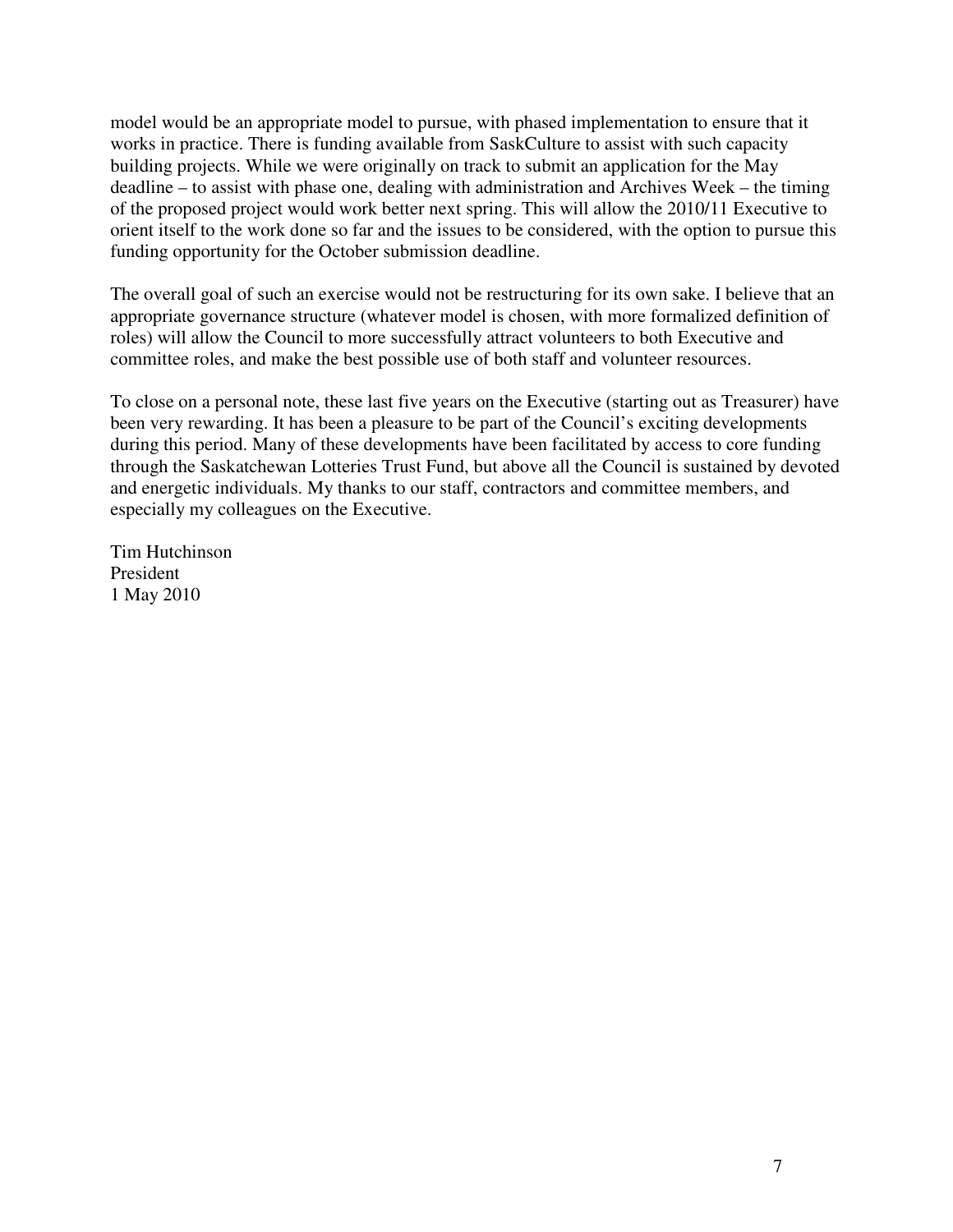model would be an appropriate model to pursue, with phased implementation to ensure that it works in practice. There is funding available from SaskCulture to assist with such capacity building projects. While we were originally on track to submit an application for the May deadline – to assist with phase one, dealing with administration and Archives Week – the timing of the proposed project would work better next spring. This will allow the 2010/11 Executive to orient itself to the work done so far and the issues to be considered, with the option to pursue this funding opportunity for the October submission deadline.

The overall goal of such an exercise would not be restructuring for its own sake. I believe that an appropriate governance structure (whatever model is chosen, with more formalized definition of roles) will allow the Council to more successfully attract volunteers to both Executive and committee roles, and make the best possible use of both staff and volunteer resources.

To close on a personal note, these last five years on the Executive (starting out as Treasurer) have been very rewarding. It has been a pleasure to be part of the Council's exciting developments during this period. Many of these developments have been facilitated by access to core funding through the Saskatchewan Lotteries Trust Fund, but above all the Council is sustained by devoted and energetic individuals. My thanks to our staff, contractors and committee members, and especially my colleagues on the Executive.

Tim Hutchinson
President
1 May 2010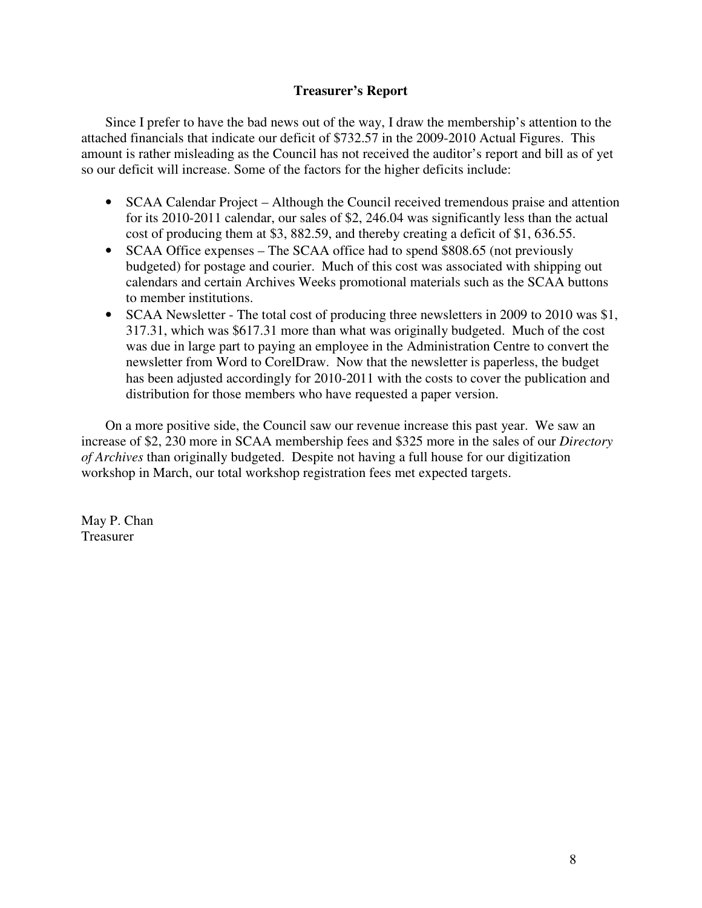## Treasurer's Report

Since I prefer to have the bad news out of the way, I draw the membership's attention to the attached financials that indicate our deficit of $732.57 in the 2009-2010 Actual Figures. This amount is rather misleading as the Council has not received the auditor's report and bill as of yet so our deficit will increase. Some of the factors for the higher deficits include:

- SCAA Calendar Project – Although the Council received tremendous praise and attention for its 2010-2011 calendar, our sales of $2, 246.04 was significantly less than the actual cost of producing them at $3, 882.59, and thereby creating a deficit of $1, 636.55.
- SCAA Office expenses – The SCAA office had to spend $808.65 (not previously budgeted) for postage and courier. Much of this cost was associated with shipping out calendars and certain Archives Weeks promotional materials such as the SCAA buttons to member institutions.
- SCAA Newsletter - The total cost of producing three newsletters in 2009 to 2010 was $1, 317.31, which was $617.31 more than what was originally budgeted. Much of the cost was due in large part to paying an employee in the Administration Centre to convert the newsletter from Word to CorelDraw. Now that the newsletter is paperless, the budget has been adjusted accordingly for 2010-2011 with the costs to cover the publication and distribution for those members who have requested a paper version.

On a more positive side, the Council saw our revenue increase this past year. We saw an increase of $2, 230 more in SCAA membership fees and $325 more in the sales of our *Directory of Archives* than originally budgeted. Despite not having a full house for our digitization workshop in March, our total workshop registration fees met expected targets.

May P. Chan
Treasurer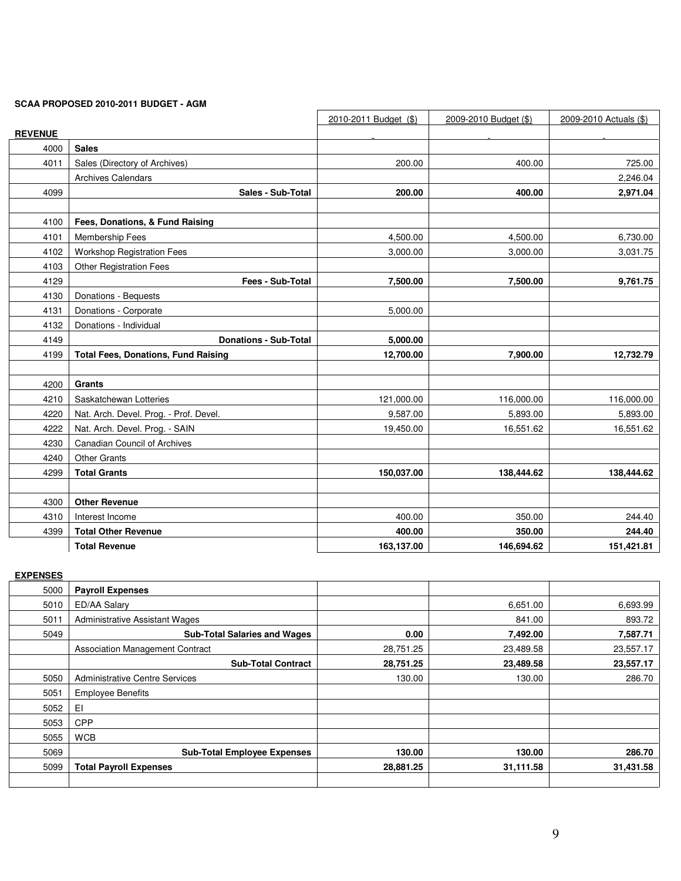**SCAA PROPOSED 2010-2011 BUDGET - AGM**

| | | 2010-2011 Budget ($) | 2009-2010 Budget ($) | 2009-2010 Actuals ($) |
|---|---|---|---|---|
| **REVENUE** | | | | |
| 4000 | **Sales** | | | |
| 4011 | Sales (Directory of Archives) | 200.00 | 400.00 | 725.00 |
| | Archives Calendars | | | 2,246.04 |
| 4099 | **Sales - Sub-Total** | **200.00** | **400.00** | **2,971.04** |
| | | | | |
| 4100 | **Fees, Donations, & Fund Raising** | | | |
| 4101 | Membership Fees | 4,500.00 | 4,500.00 | 6,730.00 |
| 4102 | Workshop Registration Fees | 3,000.00 | 3,000.00 | 3,031.75 |
| 4103 | Other Registration Fees | | | |
| 4129 | **Fees - Sub-Total** | **7,500.00** | **7,500.00** | **9,761.75** |
| 4130 | Donations - Bequests | | | |
| 4131 | Donations - Corporate | 5,000.00 | | |
| 4132 | Donations - Individual | | | |
| 4149 | **Donations - Sub-Total** | **5,000.00** | | |
| 4199 | **Total Fees, Donations, Fund Raising** | **12,700.00** | **7,900.00** | **12,732.79** |
| | | | | |
| 4200 | **Grants** | | | |
| 4210 | Saskatchewan Lotteries | 121,000.00 | 116,000.00 | 116,000.00 |
| 4220 | Nat. Arch. Devel. Prog. - Prof. Devel. | 9,587.00 | 5,893.00 | 5,893.00 |
| 4222 | Nat. Arch. Devel. Prog. - SAIN | 19,450.00 | 16,551.62 | 16,551.62 |
| 4230 | Canadian Council of Archives | | | |
| 4240 | Other Grants | | | |
| 4299 | **Total Grants** | **150,037.00** | **138,444.62** | **138,444.62** |
| | | | | |
| 4300 | **Other Revenue** | | | |
| 4310 | Interest Income | 400.00 | 350.00 | 244.40 |
| 4399 | **Total Other Revenue** | **400.00** | **350.00** | **244.40** |
| | **Total Revenue** | **163,137.00** | **146,694.62** | **151,421.81** |
| | | | | |
| **EXPENSES** | | | | |
| 5000 | **Payroll Expenses** | | | |
| 5010 | ED/AA Salary | | 6,651.00 | 6,693.99 |
| 5011 | Administrative Assistant Wages | | 841.00 | 893.72 |
| 5049 | **Sub-Total Salaries and Wages** | **0.00** | **7,492.00** | **7,587.71** |
| | Association Management Contract | 28,751.25 | 23,489.58 | 23,557.17 |
| | **Sub-Total Contract** | **28,751.25** | **23,489.58** | **23,557.17** |
| 5050 | Administrative Centre Services | 130.00 | 130.00 | 286.70 |
| 5051 | Employee Benefits | | | |
| 5052 | EI | | | |
| 5053 | CPP | | | |
| 5055 | WCB | | | |
| 5069 | **Sub-Total Employee Expenses** | **130.00** | **130.00** | **286.70** |
| 5099 | **Total Payroll Expenses** | **28,881.25** | **31,111.58** | **31,431.58** |
| | | | | |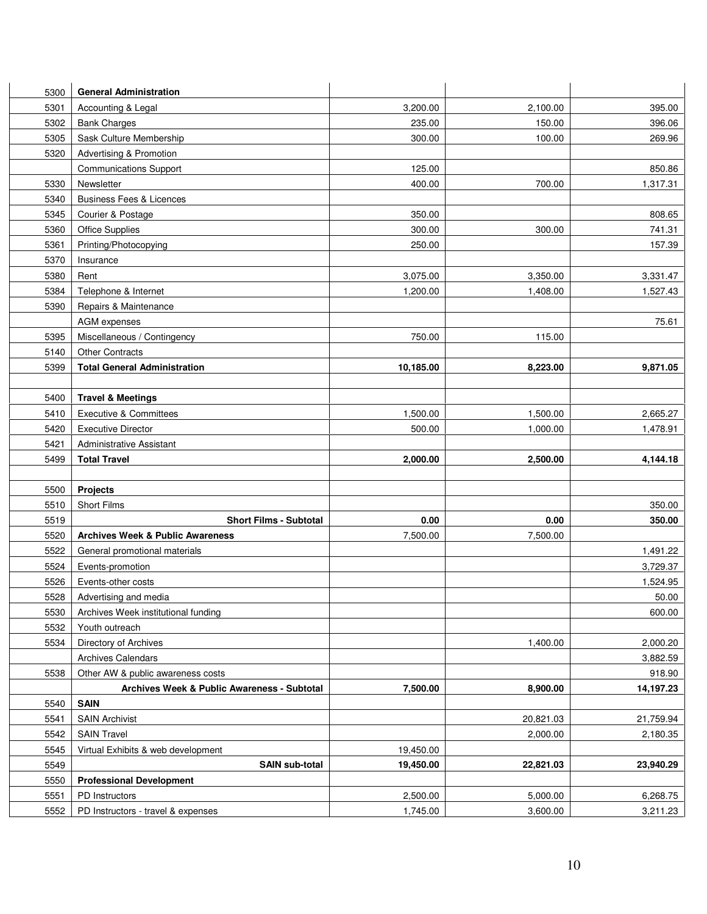| | | | | |
|---|---|---|---|---|
| 5300 | **General Administration** | | | |
| 5301 | Accounting & Legal | 3,200.00 | 2,100.00 | 395.00 |
| 5302 | Bank Charges | 235.00 | 150.00 | 396.06 |
| 5305 | Sask Culture Membership | 300.00 | 100.00 | 269.96 |
| 5320 | Advertising & Promotion | | | |
| | Communications Support | 125.00 | | 850.86 |
| 5330 | Newsletter | 400.00 | 700.00 | 1,317.31 |
| 5340 | Business Fees & Licences | | | |
| 5345 | Courier & Postage | 350.00 | | 808.65 |
| 5360 | Office Supplies | 300.00 | 300.00 | 741.31 |
| 5361 | Printing/Photocopying | 250.00 | | 157.39 |
| 5370 | Insurance | | | |
| 5380 | Rent | 3,075.00 | 3,350.00 | 3,331.47 |
| 5384 | Telephone & Internet | 1,200.00 | 1,408.00 | 1,527.43 |
| 5390 | Repairs & Maintenance | | | |
| | AGM expenses | | | 75.61 |
| 5395 | Miscellaneous / Contingency | 750.00 | 115.00 | |
| 5140 | Other Contracts | | | |
| 5399 | **Total General Administration** | **10,185.00** | **8,223.00** | **9,871.05** |
| | | | | |
| 5400 | **Travel & Meetings** | | | |
| 5410 | Executive & Committees | 1,500.00 | 1,500.00 | 2,665.27 |
| 5420 | Executive Director | 500.00 | 1,000.00 | 1,478.91 |
| 5421 | Administrative Assistant | | | |
| 5499 | **Total Travel** | **2,000.00** | **2,500.00** | **4,144.18** |
| | | | | |
| 5500 | **Projects** | | | |
| 5510 | Short Films | | | 350.00 |
| 5519 | **Short Films - Subtotal** | **0.00** | **0.00** | **350.00** |
| 5520 | **Archives Week & Public Awareness** | 7,500.00 | 7,500.00 | |
| 5522 | General promotional materials | | | 1,491.22 |
| 5524 | Events-promotion | | | 3,729.37 |
| 5526 | Events-other costs | | | 1,524.95 |
| 5528 | Advertising and media | | | 50.00 |
| 5530 | Archives Week institutional funding | | | 600.00 |
| 5532 | Youth outreach | | | |
| 5534 | Directory of Archives | | 1,400.00 | 2,000.20 |
| | Archives Calendars | | | 3,882.59 |
| 5538 | Other AW & public awareness costs | | | 918.90 |
| | **Archives Week & Public Awareness - Subtotal** | **7,500.00** | **8,900.00** | **14,197.23** |
| 5540 | **SAIN** | | | |
| 5541 | SAIN Archivist | | 20,821.03 | 21,759.94 |
| 5542 | SAIN Travel | | 2,000.00 | 2,180.35 |
| 5545 | Virtual Exhibits & web development | 19,450.00 | | |
| 5549 | **SAIN sub-total** | **19,450.00** | **22,821.03** | **23,940.29** |
| 5550 | **Professional Development** | | | |
| 5551 | PD Instructors | 2,500.00 | 5,000.00 | 6,268.75 |
| 5552 | PD Instructors - travel & expenses | 1,745.00 | 3,600.00 | 3,211.23 |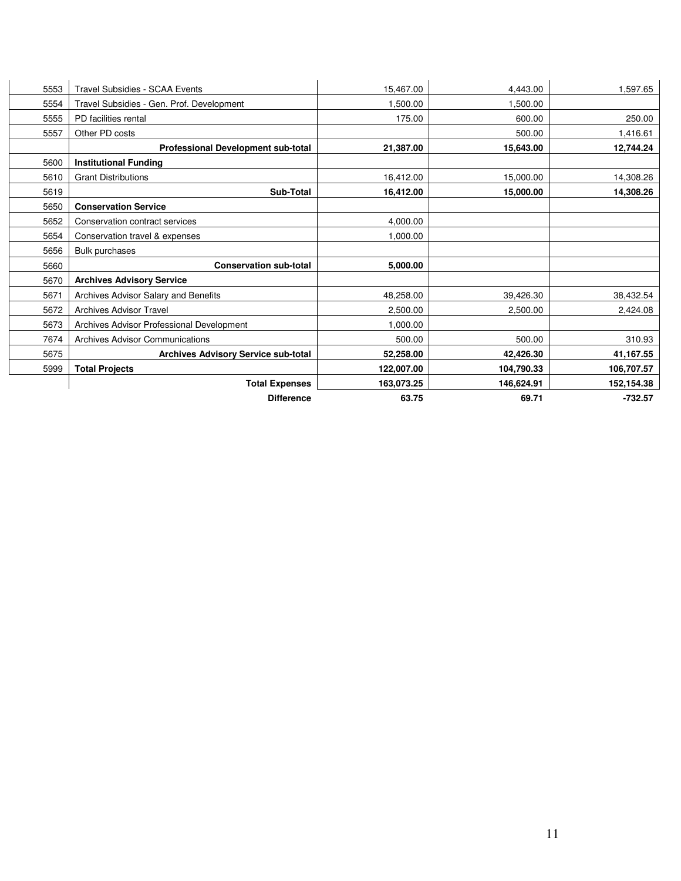| | | | | |
|---|---|---|---|---|
| 5553 | Travel Subsidies - SCAA Events | 15,467.00 | 4,443.00 | 1,597.65 |
| 5554 | Travel Subsidies - Gen. Prof. Development | 1,500.00 | 1,500.00 | |
| 5555 | PD facilities rental | 175.00 | 600.00 | 250.00 |
| 5557 | Other PD costs | | 500.00 | 1,416.61 |
| | **Professional Development sub-total** | **21,387.00** | **15,643.00** | **12,744.24** |
| 5600 | **Institutional Funding** | | | |
| 5610 | Grant Distributions | 16,412.00 | 15,000.00 | 14,308.26 |
| 5619 | **Sub-Total** | **16,412.00** | **15,000.00** | **14,308.26** |
| 5650 | **Conservation Service** | | | |
| 5652 | Conservation contract services | 4,000.00 | | |
| 5654 | Conservation travel & expenses | 1,000.00 | | |
| 5656 | Bulk purchases | | | |
| 5660 | **Conservation sub-total** | **5,000.00** | | |
| 5670 | **Archives Advisory Service** | | | |
| 5671 | Archives Advisor Salary and Benefits | 48,258.00 | 39,426.30 | 38,432.54 |
| 5672 | Archives Advisor Travel | 2,500.00 | 2,500.00 | 2,424.08 |
| 5673 | Archives Advisor Professional Development | 1,000.00 | | |
| 7674 | Archives Advisor Communications | 500.00 | 500.00 | 310.93 |
| 5675 | **Archives Advisory Service sub-total** | **52,258.00** | **42,426.30** | **41,167.55** |
| 5999 | **Total Projects** | **122,007.00** | **104,790.33** | **106,707.57** |
| | **Total Expenses** | **163,073.25** | **146,624.91** | **152,154.38** |
| | **Difference** | **63.75** | **69.71** | **-732.57** |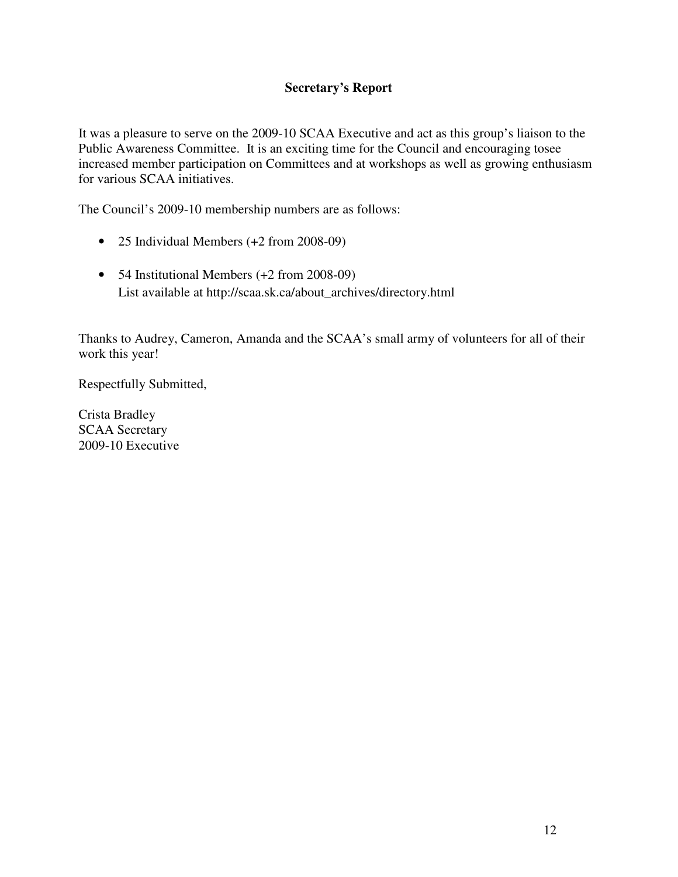## Secretary's Report

It was a pleasure to serve on the 2009-10 SCAA Executive and act as this group's liaison to the Public Awareness Committee. It is an exciting time for the Council and encouraging tosee increased member participation on Committees and at workshops as well as growing enthusiasm for various SCAA initiatives.

The Council's 2009-10 membership numbers are as follows:

- 25 Individual Members (+2 from 2008-09)
- 54 Institutional Members (+2 from 2008-09)
  List available at http://scaa.sk.ca/about_archives/directory.html

Thanks to Audrey, Cameron, Amanda and the SCAA's small army of volunteers for all of their work this year!

Respectfully Submitted,

Crista Bradley
SCAA Secretary
2009-10 Executive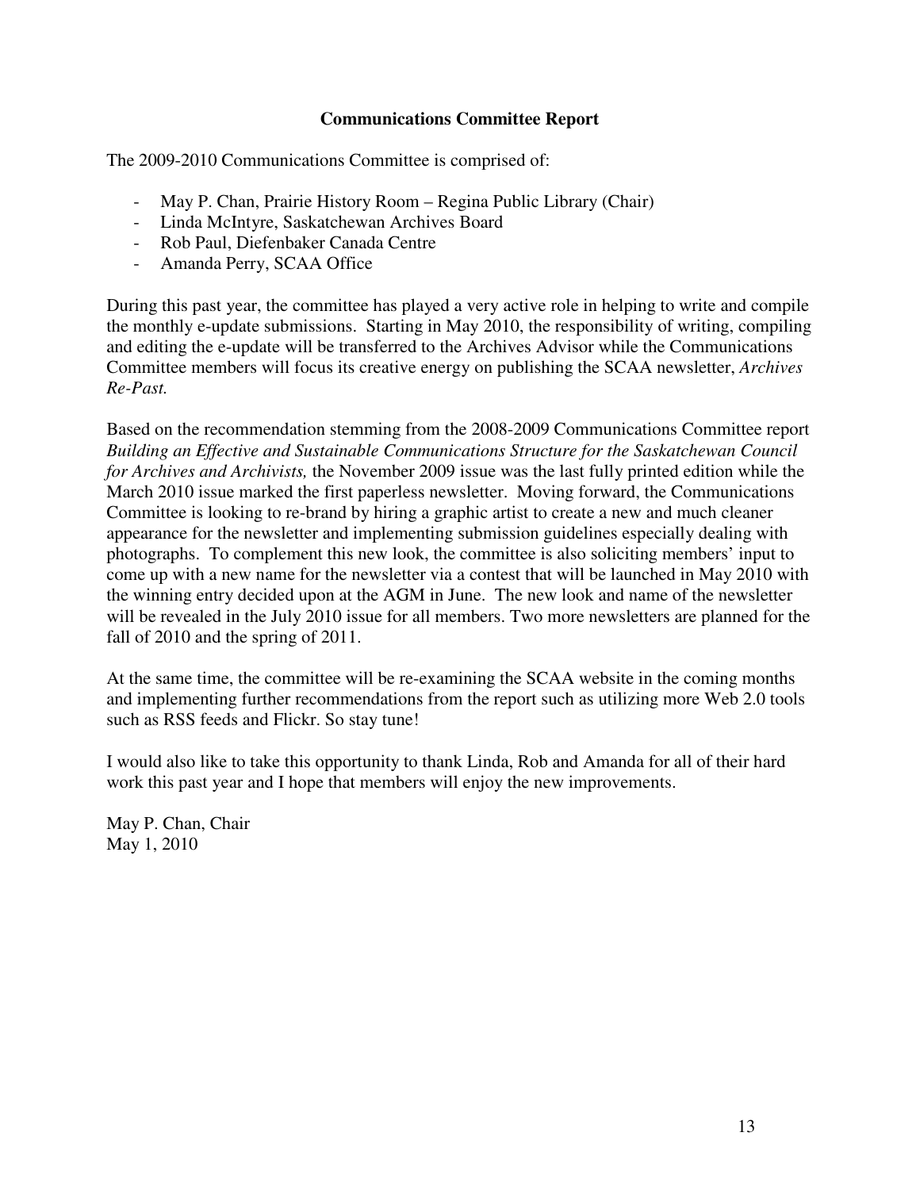## Communications Committee Report

The 2009-2010 Communications Committee is comprised of:

- May P. Chan, Prairie History Room – Regina Public Library (Chair)
- Linda McIntyre, Saskatchewan Archives Board
- Rob Paul, Diefenbaker Canada Centre
- Amanda Perry, SCAA Office

During this past year, the committee has played a very active role in helping to write and compile the monthly e-update submissions. Starting in May 2010, the responsibility of writing, compiling and editing the e-update will be transferred to the Archives Advisor while the Communications Committee members will focus its creative energy on publishing the SCAA newsletter, *Archives Re-Past.*

Based on the recommendation stemming from the 2008-2009 Communications Committee report *Building an Effective and Sustainable Communications Structure for the Saskatchewan Council for Archives and Archivists,* the November 2009 issue was the last fully printed edition while the March 2010 issue marked the first paperless newsletter. Moving forward, the Communications Committee is looking to re-brand by hiring a graphic artist to create a new and much cleaner appearance for the newsletter and implementing submission guidelines especially dealing with photographs. To complement this new look, the committee is also soliciting members' input to come up with a new name for the newsletter via a contest that will be launched in May 2010 with the winning entry decided upon at the AGM in June. The new look and name of the newsletter will be revealed in the July 2010 issue for all members. Two more newsletters are planned for the fall of 2010 and the spring of 2011.

At the same time, the committee will be re-examining the SCAA website in the coming months and implementing further recommendations from the report such as utilizing more Web 2.0 tools such as RSS feeds and Flickr. So stay tune!

I would also like to take this opportunity to thank Linda, Rob and Amanda for all of their hard work this past year and I hope that members will enjoy the new improvements.

May P. Chan, Chair  
May 1, 2010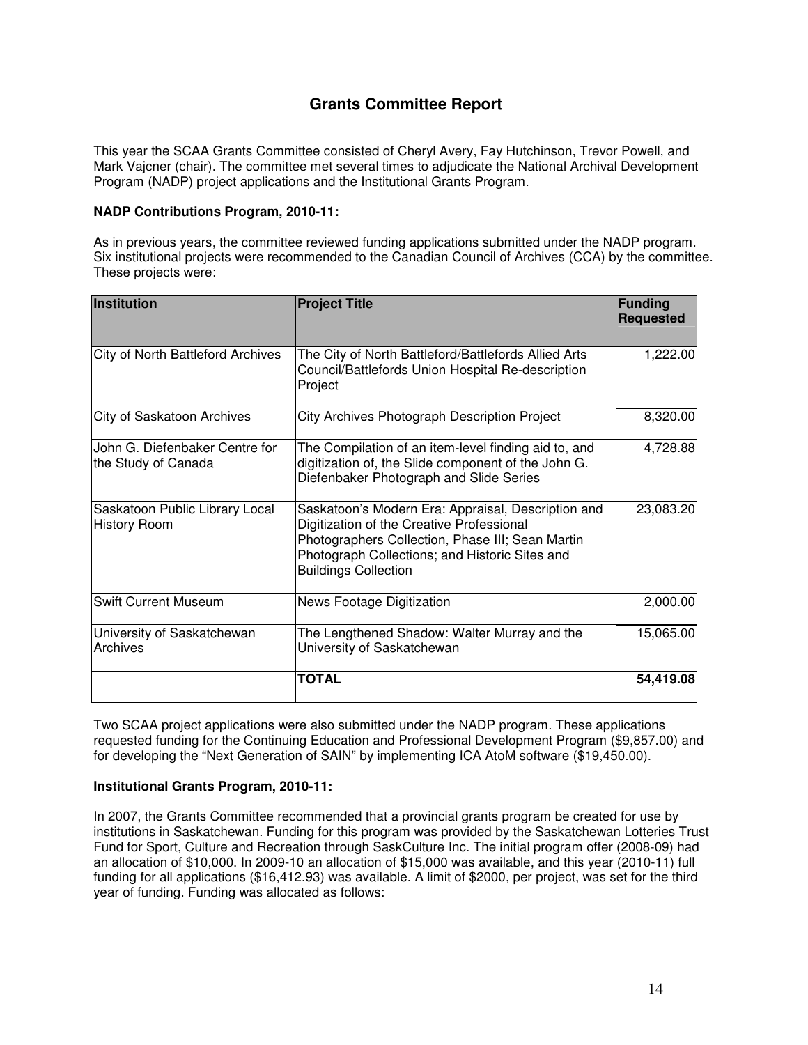# Grants Committee Report

This year the SCAA Grants Committee consisted of Cheryl Avery, Fay Hutchinson, Trevor Powell, and Mark Vajcner (chair). The committee met several times to adjudicate the National Archival Development Program (NADP) project applications and the Institutional Grants Program.

**NADP Contributions Program, 2010-11:**

As in previous years, the committee reviewed funding applications submitted under the NADP program. Six institutional projects were recommended to the Canadian Council of Archives (CCA) by the committee. These projects were:

| Institution | Project Title | Funding Requested |
|---|---|---|
| City of North Battleford Archives | The City of North Battleford/Battlefords Allied Arts Council/Battlefords Union Hospital Re-description Project | 1,222.00 |
| City of Saskatoon Archives | City Archives Photograph Description Project | 8,320.00 |
| John G. Diefenbaker Centre for the Study of Canada | The Compilation of an item-level finding aid to, and digitization of, the Slide component of the John G. Diefenbaker Photograph and Slide Series | 4,728.88 |
| Saskatoon Public Library Local History Room | Saskatoon's Modern Era: Appraisal, Description and Digitization of the Creative Professional Photographers Collection, Phase III; Sean Martin Photograph Collections; and Historic Sites and Buildings Collection | 23,083.20 |
| Swift Current Museum | News Footage Digitization | 2,000.00 |
| University of Saskatchewan Archives | The Lengthened Shadow: Walter Murray and the University of Saskatchewan | 15,065.00 |
| | **TOTAL** | **54,419.08** |

Two SCAA project applications were also submitted under the NADP program. These applications requested funding for the Continuing Education and Professional Development Program ($9,857.00) and for developing the "Next Generation of SAIN" by implementing ICA AtoM software ($19,450.00).

**Institutional Grants Program, 2010-11:**

In 2007, the Grants Committee recommended that a provincial grants program be created for use by institutions in Saskatchewan. Funding for this program was provided by the Saskatchewan Lotteries Trust Fund for Sport, Culture and Recreation through SaskCulture Inc. The initial program offer (2008-09) had an allocation of $10,000. In 2009-10 an allocation of $15,000 was available, and this year (2010-11) full funding for all applications ($16,412.93) was available. A limit of $2000, per project, was set for the third year of funding. Funding was allocated as follows: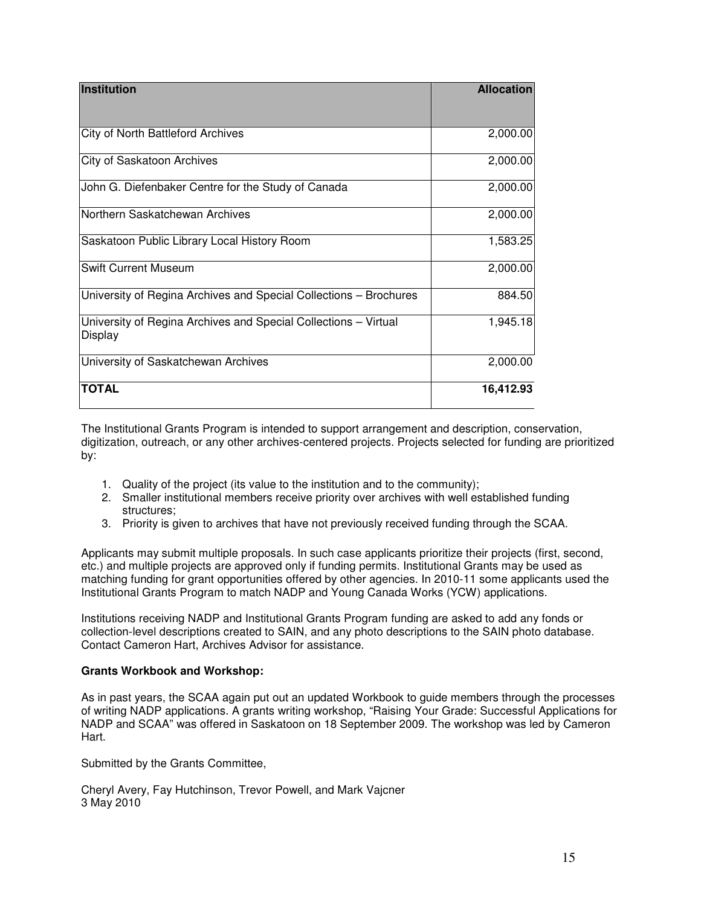| Institution | Allocation |
|---|---|
| City of North Battleford Archives | 2,000.00 |
| City of Saskatoon Archives | 2,000.00 |
| John G. Diefenbaker Centre for the Study of Canada | 2,000.00 |
| Northern Saskatchewan Archives | 2,000.00 |
| Saskatoon Public Library Local History Room | 1,583.25 |
| Swift Current Museum | 2,000.00 |
| University of Regina Archives and Special Collections – Brochures | 884.50 |
| University of Regina Archives and Special Collections – Virtual Display | 1,945.18 |
| University of Saskatchewan Archives | 2,000.00 |
| **TOTAL** | **16,412.93** |

The Institutional Grants Program is intended to support arrangement and description, conservation, digitization, outreach, or any other archives-centered projects. Projects selected for funding are prioritized by:

1. Quality of the project (its value to the institution and to the community);
2. Smaller institutional members receive priority over archives with well established funding structures;
3. Priority is given to archives that have not previously received funding through the SCAA.

Applicants may submit multiple proposals. In such case applicants prioritize their projects (first, second, etc.) and multiple projects are approved only if funding permits. Institutional Grants may be used as matching funding for grant opportunities offered by other agencies. In 2010-11 some applicants used the Institutional Grants Program to match NADP and Young Canada Works (YCW) applications.

Institutions receiving NADP and Institutional Grants Program funding are asked to add any fonds or collection-level descriptions created to SAIN, and any photo descriptions to the SAIN photo database. Contact Cameron Hart, Archives Advisor for assistance.

**Grants Workbook and Workshop:**

As in past years, the SCAA again put out an updated Workbook to guide members through the processes of writing NADP applications. A grants writing workshop, "Raising Your Grade: Successful Applications for NADP and SCAA" was offered in Saskatoon on 18 September 2009. The workshop was led by Cameron Hart.

Submitted by the Grants Committee,

Cheryl Avery, Fay Hutchinson, Trevor Powell, and Mark Vajcner
3 May 2010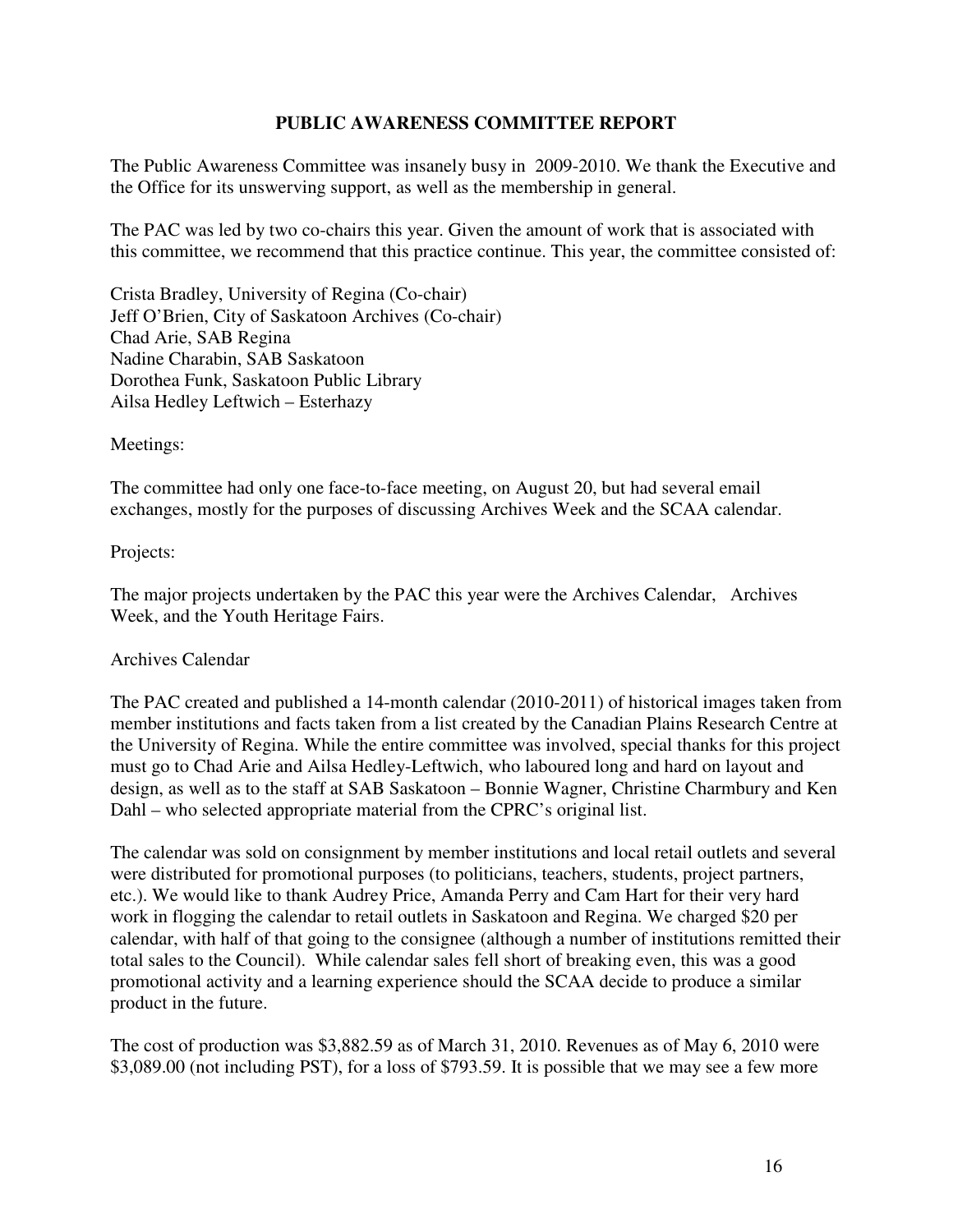# PUBLIC AWARENESS COMMITTEE REPORT

The Public Awareness Committee was insanely busy in 2009-2010. We thank the Executive and the Office for its unswerving support, as well as the membership in general.

The PAC was led by two co-chairs this year. Given the amount of work that is associated with this committee, we recommend that this practice continue. This year, the committee consisted of:

Crista Bradley, University of Regina (Co-chair)
Jeff O'Brien, City of Saskatoon Archives (Co-chair)
Chad Arie, SAB Regina
Nadine Charabin, SAB Saskatoon
Dorothea Funk, Saskatoon Public Library
Ailsa Hedley Leftwich – Esterhazy

Meetings:

The committee had only one face-to-face meeting, on August 20, but had several email exchanges, mostly for the purposes of discussing Archives Week and the SCAA calendar.

Projects:

The major projects undertaken by the PAC this year were the Archives Calendar, Archives Week, and the Youth Heritage Fairs.

Archives Calendar

The PAC created and published a 14-month calendar (2010-2011) of historical images taken from member institutions and facts taken from a list created by the Canadian Plains Research Centre at the University of Regina. While the entire committee was involved, special thanks for this project must go to Chad Arie and Ailsa Hedley-Leftwich, who laboured long and hard on layout and design, as well as to the staff at SAB Saskatoon – Bonnie Wagner, Christine Charmbury and Ken Dahl – who selected appropriate material from the CPRC's original list.

The calendar was sold on consignment by member institutions and local retail outlets and several were distributed for promotional purposes (to politicians, teachers, students, project partners, etc.). We would like to thank Audrey Price, Amanda Perry and Cam Hart for their very hard work in flogging the calendar to retail outlets in Saskatoon and Regina. We charged $20 per calendar, with half of that going to the consignee (although a number of institutions remitted their total sales to the Council). While calendar sales fell short of breaking even, this was a good promotional activity and a learning experience should the SCAA decide to produce a similar product in the future.

The cost of production was $3,882.59 as of March 31, 2010. Revenues as of May 6, 2010 were $3,089.00 (not including PST), for a loss of $793.59. It is possible that we may see a few more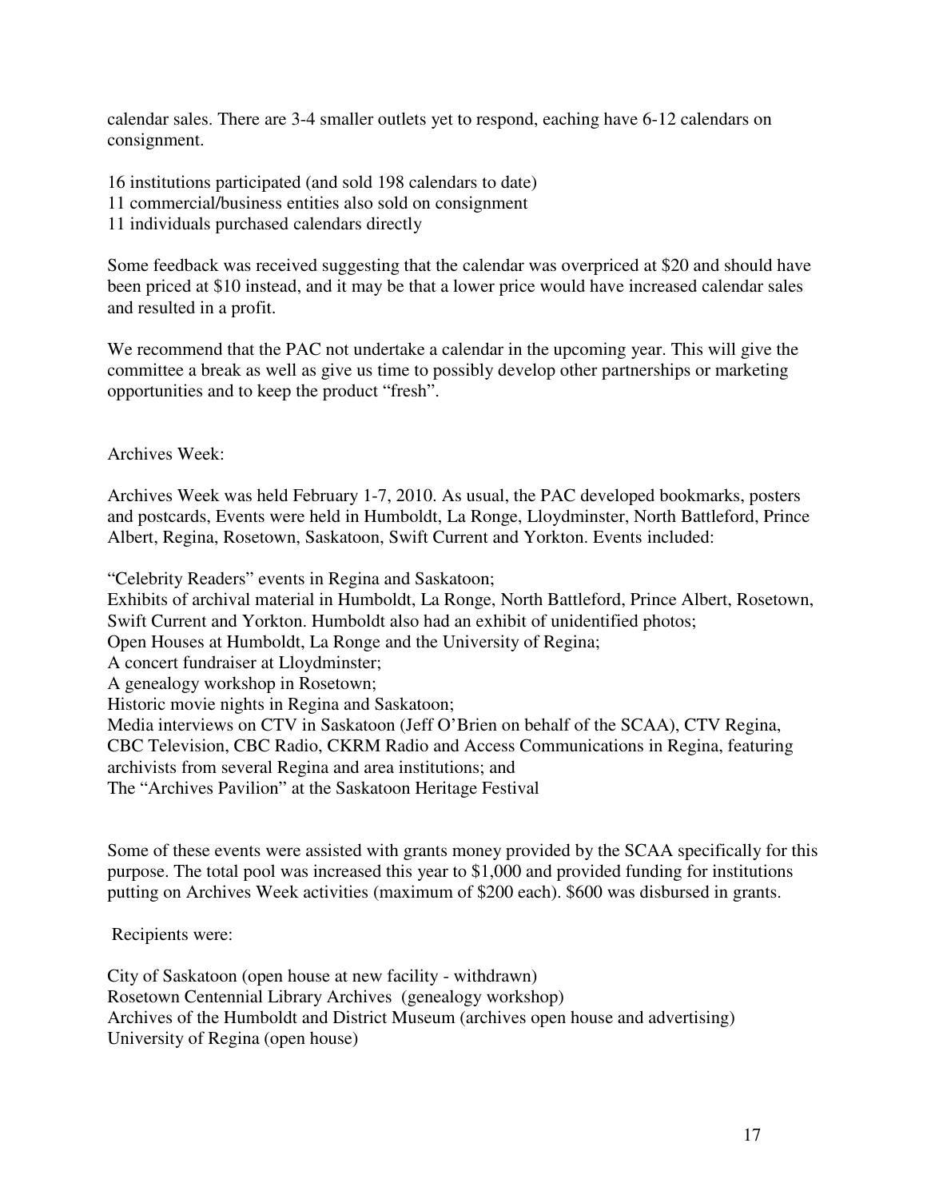calendar sales. There are 3-4 smaller outlets yet to respond, eaching have 6-12 calendars on consignment.

16 institutions participated (and sold 198 calendars to date)
11 commercial/business entities also sold on consignment
11 individuals purchased calendars directly

Some feedback was received suggesting that the calendar was overpriced at $20 and should have been priced at $10 instead, and it may be that a lower price would have increased calendar sales and resulted in a profit.

We recommend that the PAC not undertake a calendar in the upcoming year. This will give the committee a break as well as give us time to possibly develop other partnerships or marketing opportunities and to keep the product "fresh".

Archives Week:

Archives Week was held February 1-7, 2010. As usual, the PAC developed bookmarks, posters and postcards, Events were held in Humboldt, La Ronge, Lloydminster, North Battleford, Prince Albert, Regina, Rosetown, Saskatoon, Swift Current and Yorkton. Events included:

"Celebrity Readers" events in Regina and Saskatoon;
Exhibits of archival material in Humboldt, La Ronge, North Battleford, Prince Albert, Rosetown, Swift Current and Yorkton. Humboldt also had an exhibit of unidentified photos;
Open Houses at Humboldt, La Ronge and the University of Regina;
A concert fundraiser at Lloydminster;
A genealogy workshop in Rosetown;
Historic movie nights in Regina and Saskatoon;
Media interviews on CTV in Saskatoon (Jeff O'Brien on behalf of the SCAA), CTV Regina, CBC Television, CBC Radio, CKRM Radio and Access Communications in Regina, featuring archivists from several Regina and area institutions; and
The "Archives Pavilion" at the Saskatoon Heritage Festival

Some of these events were assisted with grants money provided by the SCAA specifically for this purpose. The total pool was increased this year to $1,000 and provided funding for institutions putting on Archives Week activities (maximum of $200 each). $600 was disbursed in grants.

Recipients were:

City of Saskatoon (open house at new facility - withdrawn)
Rosetown Centennial Library Archives (genealogy workshop)
Archives of the Humboldt and District Museum (archives open house and advertising)
University of Regina (open house)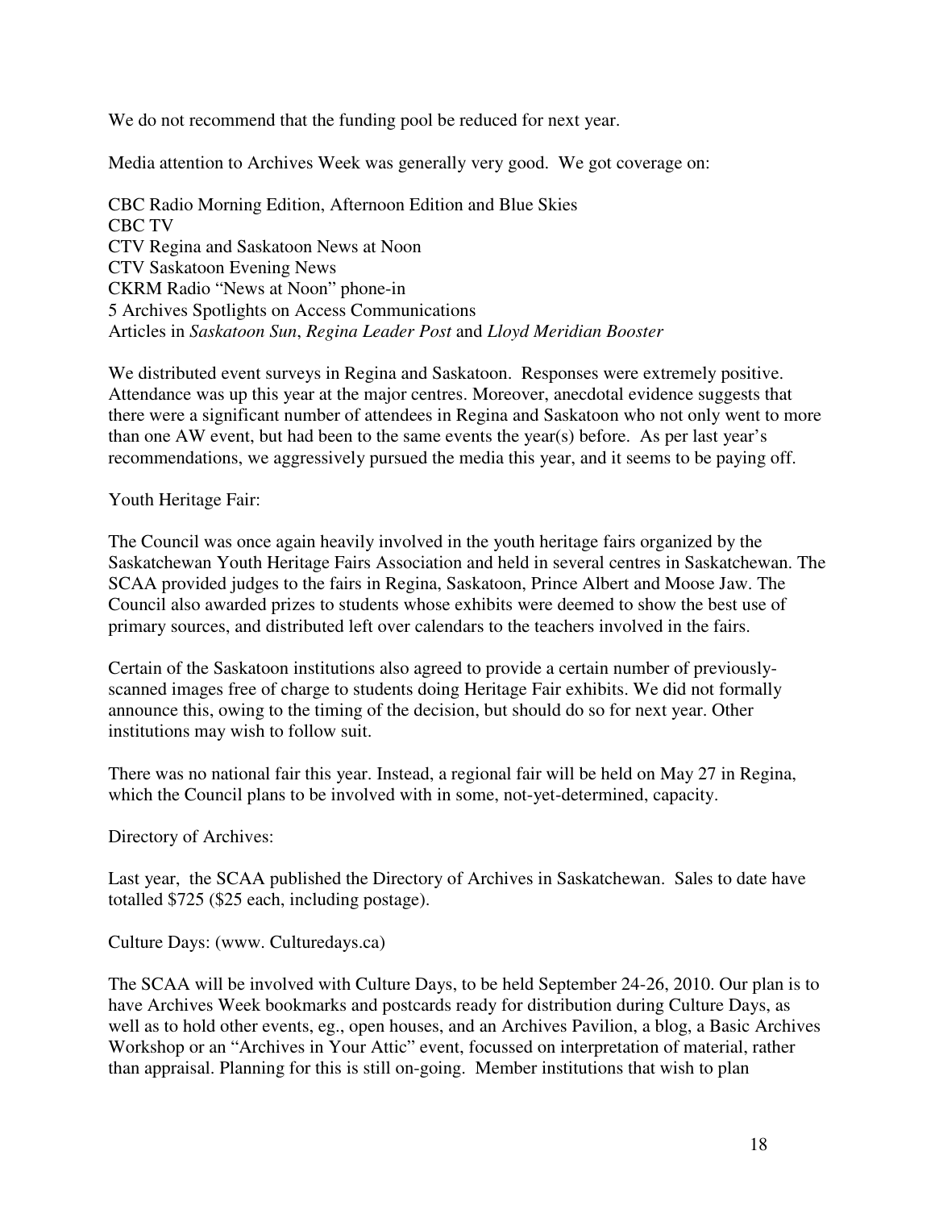We do not recommend that the funding pool be reduced for next year.

Media attention to Archives Week was generally very good. We got coverage on:

CBC Radio Morning Edition, Afternoon Edition and Blue Skies
CBC TV
CTV Regina and Saskatoon News at Noon
CTV Saskatoon Evening News
CKRM Radio "News at Noon" phone-in
5 Archives Spotlights on Access Communications
Articles in *Saskatoon Sun*, *Regina Leader Post* and *Lloyd Meridian Booster*

We distributed event surveys in Regina and Saskatoon. Responses were extremely positive. Attendance was up this year at the major centres. Moreover, anecdotal evidence suggests that there were a significant number of attendees in Regina and Saskatoon who not only went to more than one AW event, but had been to the same events the year(s) before. As per last year's recommendations, we aggressively pursued the media this year, and it seems to be paying off.

Youth Heritage Fair:

The Council was once again heavily involved in the youth heritage fairs organized by the Saskatchewan Youth Heritage Fairs Association and held in several centres in Saskatchewan. The SCAA provided judges to the fairs in Regina, Saskatoon, Prince Albert and Moose Jaw. The Council also awarded prizes to students whose exhibits were deemed to show the best use of primary sources, and distributed left over calendars to the teachers involved in the fairs.

Certain of the Saskatoon institutions also agreed to provide a certain number of previously-scanned images free of charge to students doing Heritage Fair exhibits. We did not formally announce this, owing to the timing of the decision, but should do so for next year. Other institutions may wish to follow suit.

There was no national fair this year. Instead, a regional fair will be held on May 27 in Regina, which the Council plans to be involved with in some, not-yet-determined, capacity.

Directory of Archives:

Last year, the SCAA published the Directory of Archives in Saskatchewan. Sales to date have totalled $725 ($25 each, including postage).

Culture Days: (www. Culturedays.ca)

The SCAA will be involved with Culture Days, to be held September 24-26, 2010. Our plan is to have Archives Week bookmarks and postcards ready for distribution during Culture Days, as well as to hold other events, eg., open houses, and an Archives Pavilion, a blog, a Basic Archives Workshop or an "Archives in Your Attic" event, focussed on interpretation of material, rather than appraisal. Planning for this is still on-going. Member institutions that wish to plan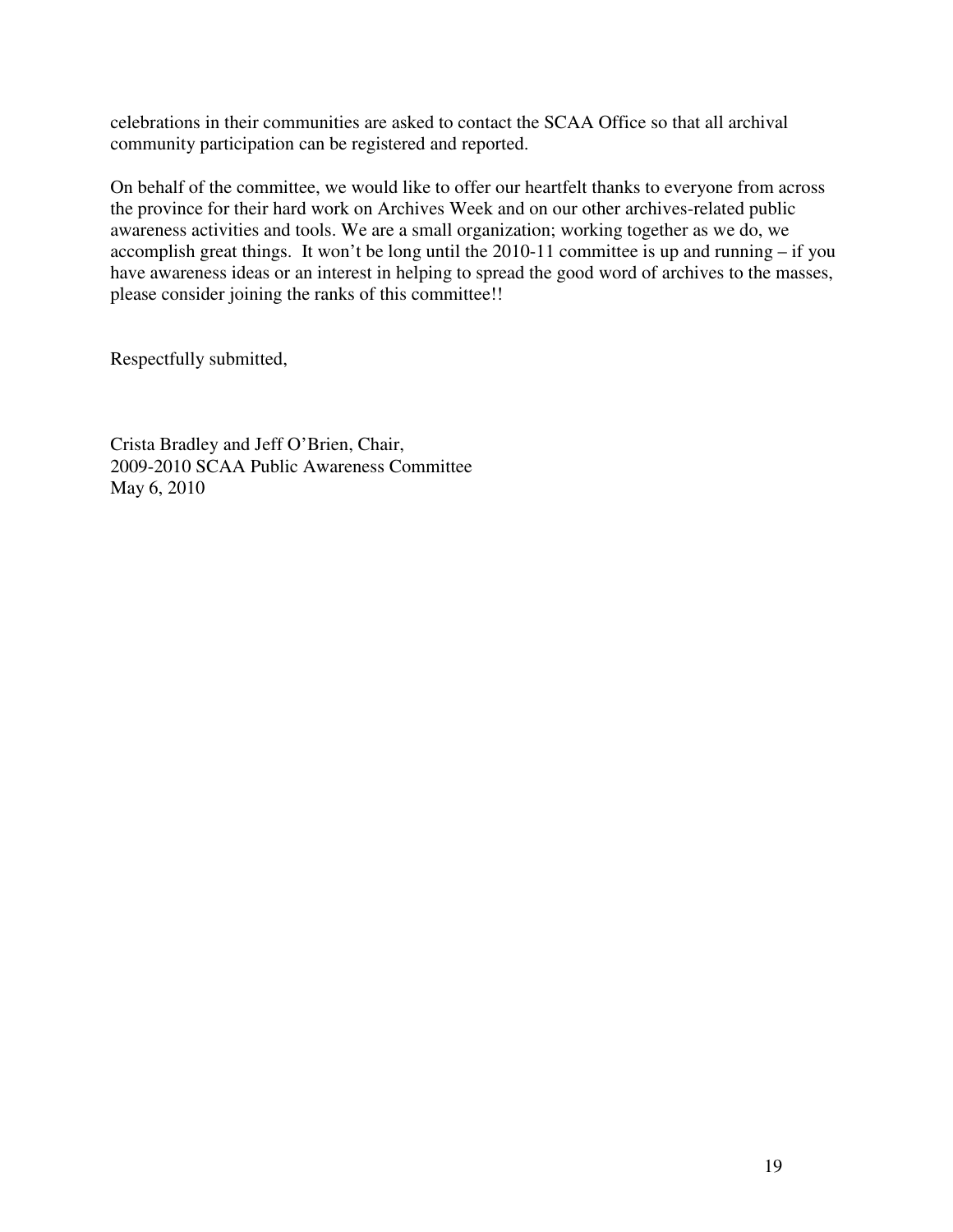celebrations in their communities are asked to contact the SCAA Office so that all archival community participation can be registered and reported.

On behalf of the committee, we would like to offer our heartfelt thanks to everyone from across the province for their hard work on Archives Week and on our other archives-related public awareness activities and tools. We are a small organization; working together as we do, we accomplish great things. It won't be long until the 2010-11 committee is up and running – if you have awareness ideas or an interest in helping to spread the good word of archives to the masses, please consider joining the ranks of this committee!!

Respectfully submitted,

Crista Bradley and Jeff O'Brien, Chair,
2009-2010 SCAA Public Awareness Committee
May 6, 2010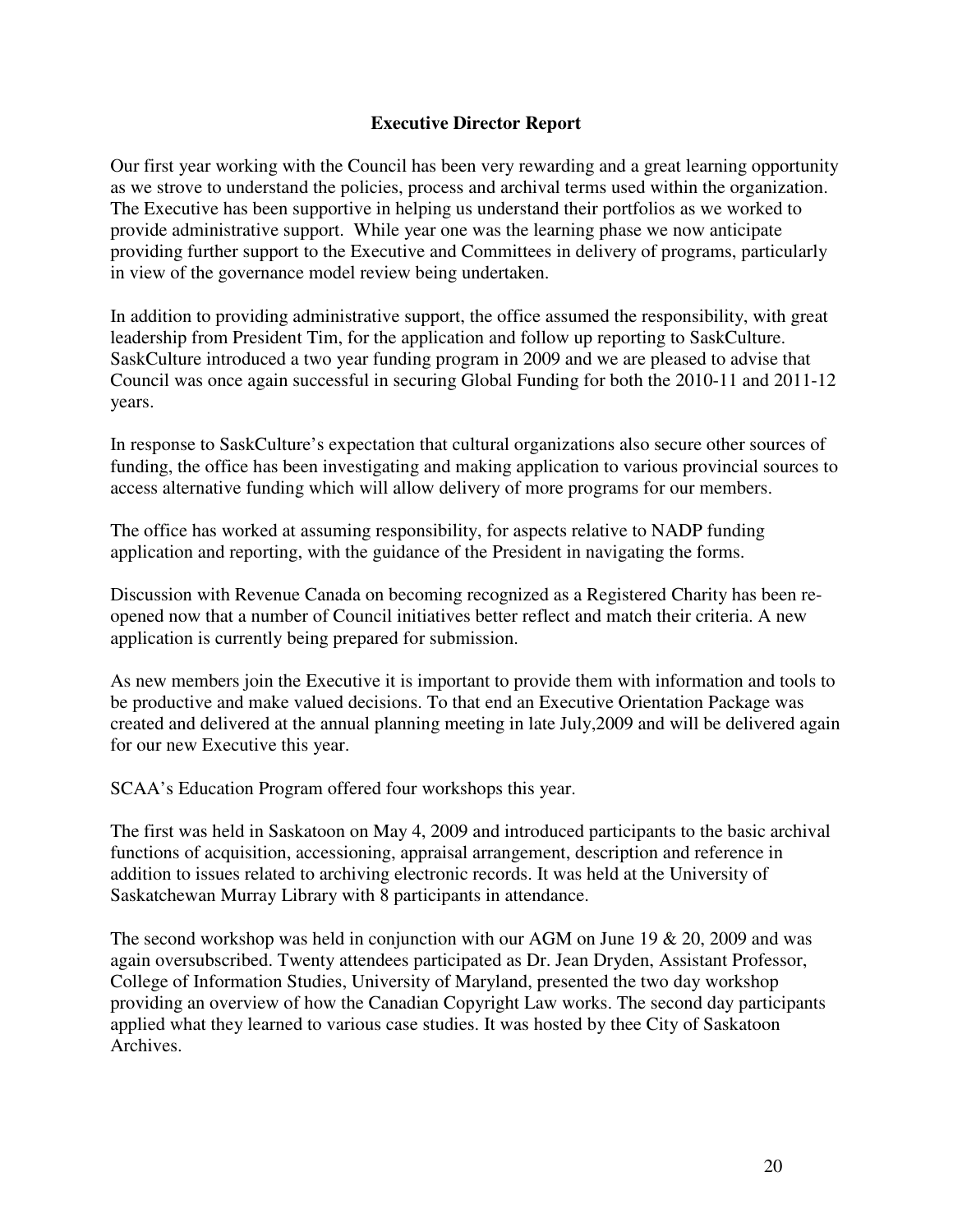## Executive Director Report

Our first year working with the Council has been very rewarding and a great learning opportunity as we strove to understand the policies, process and archival terms used within the organization. The Executive has been supportive in helping us understand their portfolios as we worked to provide administrative support. While year one was the learning phase we now anticipate providing further support to the Executive and Committees in delivery of programs, particularly in view of the governance model review being undertaken.

In addition to providing administrative support, the office assumed the responsibility, with great leadership from President Tim, for the application and follow up reporting to SaskCulture. SaskCulture introduced a two year funding program in 2009 and we are pleased to advise that Council was once again successful in securing Global Funding for both the 2010-11 and 2011-12 years.

In response to SaskCulture's expectation that cultural organizations also secure other sources of funding, the office has been investigating and making application to various provincial sources to access alternative funding which will allow delivery of more programs for our members.

The office has worked at assuming responsibility, for aspects relative to NADP funding application and reporting, with the guidance of the President in navigating the forms.

Discussion with Revenue Canada on becoming recognized as a Registered Charity has been re-opened now that a number of Council initiatives better reflect and match their criteria. A new application is currently being prepared for submission.

As new members join the Executive it is important to provide them with information and tools to be productive and make valued decisions. To that end an Executive Orientation Package was created and delivered at the annual planning meeting in late July,2009 and will be delivered again for our new Executive this year.

SCAA's Education Program offered four workshops this year.

The first was held in Saskatoon on May 4, 2009 and introduced participants to the basic archival functions of acquisition, accessioning, appraisal arrangement, description and reference in addition to issues related to archiving electronic records. It was held at the University of Saskatchewan Murray Library with 8 participants in attendance.

The second workshop was held in conjunction with our AGM on June 19 & 20, 2009 and was again oversubscribed. Twenty attendees participated as Dr. Jean Dryden, Assistant Professor, College of Information Studies, University of Maryland, presented the two day workshop providing an overview of how the Canadian Copyright Law works. The second day participants applied what they learned to various case studies. It was hosted by thee City of Saskatoon Archives.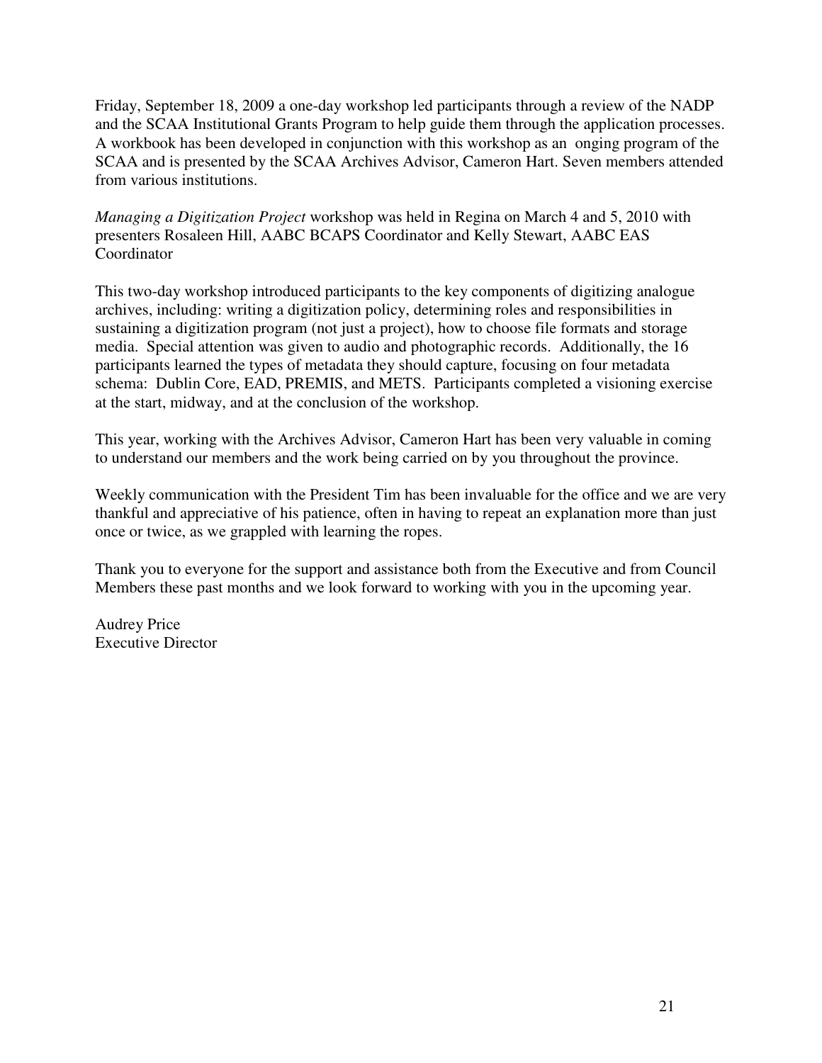Friday, September 18, 2009 a one-day workshop led participants through a review of the NADP and the SCAA Institutional Grants Program to help guide them through the application processes. A workbook has been developed in conjunction with this workshop as an onging program of the SCAA and is presented by the SCAA Archives Advisor, Cameron Hart. Seven members attended from various institutions.

*Managing a Digitization Project* workshop was held in Regina on March 4 and 5, 2010 with presenters Rosaleen Hill, AABC BCAPS Coordinator and Kelly Stewart, AABC EAS Coordinator

This two-day workshop introduced participants to the key components of digitizing analogue archives, including: writing a digitization policy, determining roles and responsibilities in sustaining a digitization program (not just a project), how to choose file formats and storage media. Special attention was given to audio and photographic records. Additionally, the 16 participants learned the types of metadata they should capture, focusing on four metadata schema: Dublin Core, EAD, PREMIS, and METS. Participants completed a visioning exercise at the start, midway, and at the conclusion of the workshop.

This year, working with the Archives Advisor, Cameron Hart has been very valuable in coming to understand our members and the work being carried on by you throughout the province.

Weekly communication with the President Tim has been invaluable for the office and we are very thankful and appreciative of his patience, often in having to repeat an explanation more than just once or twice, as we grappled with learning the ropes.

Thank you to everyone for the support and assistance both from the Executive and from Council Members these past months and we look forward to working with you in the upcoming year.

Audrey Price
Executive Director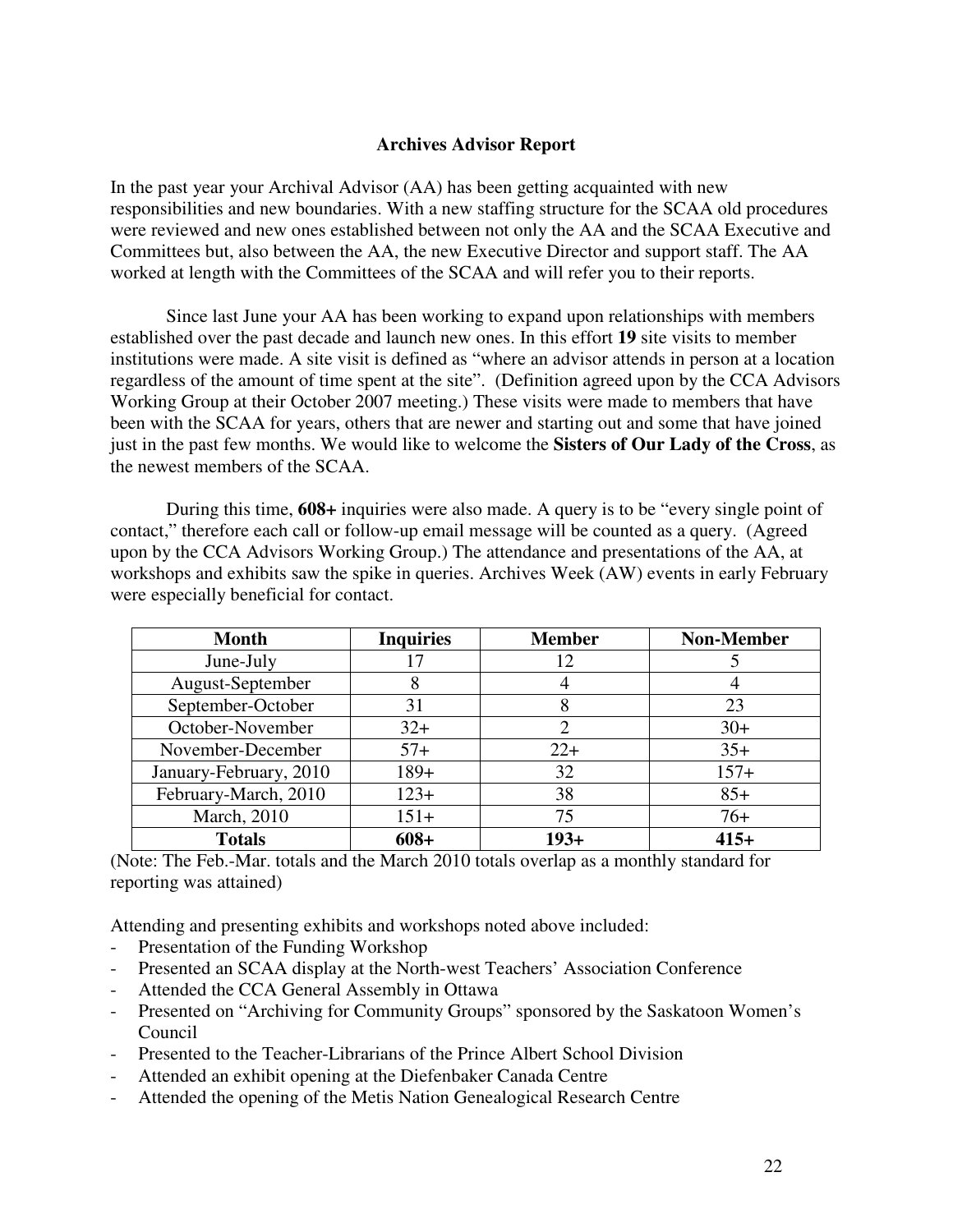## Archives Advisor Report

In the past year your Archival Advisor (AA) has been getting acquainted with new responsibilities and new boundaries. With a new staffing structure for the SCAA old procedures were reviewed and new ones established between not only the AA and the SCAA Executive and Committees but, also between the AA, the new Executive Director and support staff. The AA worked at length with the Committees of the SCAA and will refer you to their reports.

Since last June your AA has been working to expand upon relationships with members established over the past decade and launch new ones. In this effort **19** site visits to member institutions were made. A site visit is defined as "where an advisor attends in person at a location regardless of the amount of time spent at the site". (Definition agreed upon by the CCA Advisors Working Group at their October 2007 meeting.) These visits were made to members that have been with the SCAA for years, others that are newer and starting out and some that have joined just in the past few months. We would like to welcome the **Sisters of Our Lady of the Cross**, as the newest members of the SCAA.

During this time, **608+** inquiries were also made. A query is to be "every single point of contact," therefore each call or follow-up email message will be counted as a query. (Agreed upon by the CCA Advisors Working Group.) The attendance and presentations of the AA, at workshops and exhibits saw the spike in queries. Archives Week (AW) events in early February were especially beneficial for contact.

| Month | Inquiries | Member | Non-Member |
|---|---|---|---|
| June-July | 17 | 12 | 5 |
| August-September | 8 | 4 | 4 |
| September-October | 31 | 8 | 23 |
| October-November | 32+ | 2 | 30+ |
| November-December | 57+ | 22+ | 35+ |
| January-February, 2010 | 189+ | 32 | 157+ |
| February-March, 2010 | 123+ | 38 | 85+ |
| March, 2010 | 151+ | 75 | 76+ |
| **Totals** | **608+** | **193+** | **415+** |

(Note: The Feb.-Mar. totals and the March 2010 totals overlap as a monthly standard for reporting was attained)

Attending and presenting exhibits and workshops noted above included:

- Presentation of the Funding Workshop
- Presented an SCAA display at the North-west Teachers' Association Conference
- Attended the CCA General Assembly in Ottawa
- Presented on "Archiving for Community Groups" sponsored by the Saskatoon Women's Council
- Presented to the Teacher-Librarians of the Prince Albert School Division
- Attended an exhibit opening at the Diefenbaker Canada Centre
- Attended the opening of the Metis Nation Genealogical Research Centre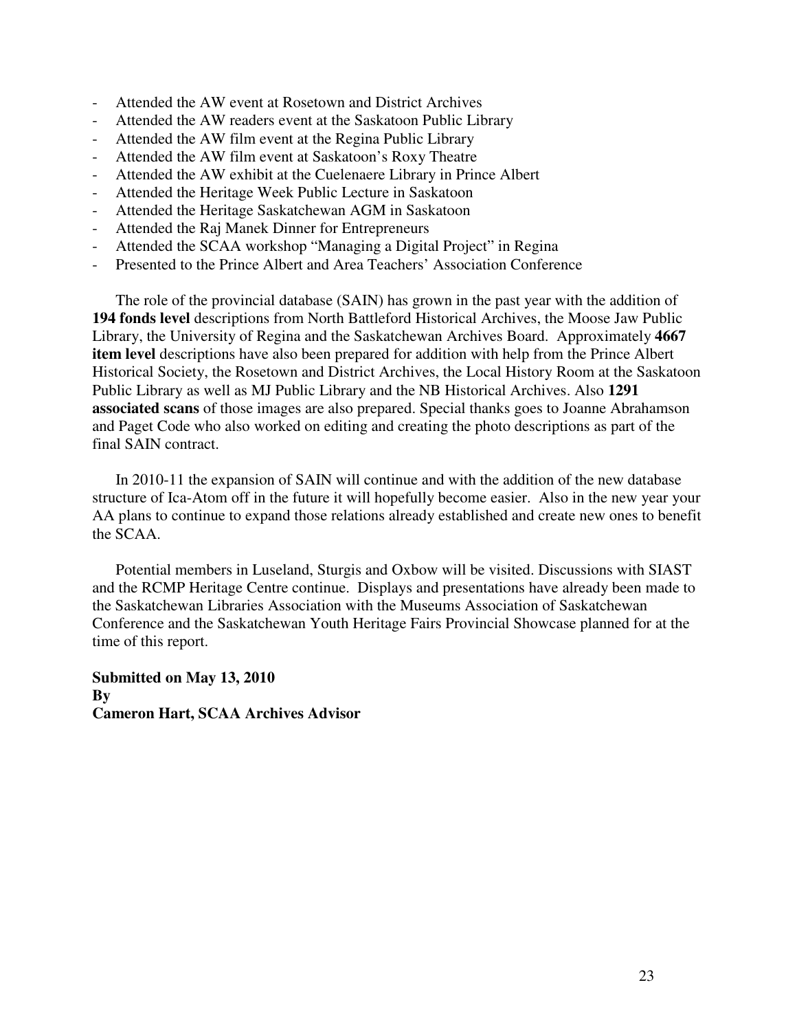- Attended the AW event at Rosetown and District Archives
- Attended the AW readers event at the Saskatoon Public Library
- Attended the AW film event at the Regina Public Library
- Attended the AW film event at Saskatoon's Roxy Theatre
- Attended the AW exhibit at the Cuelenaere Library in Prince Albert
- Attended the Heritage Week Public Lecture in Saskatoon
- Attended the Heritage Saskatchewan AGM in Saskatoon
- Attended the Raj Manek Dinner for Entrepreneurs
- Attended the SCAA workshop "Managing a Digital Project" in Regina
- Presented to the Prince Albert and Area Teachers' Association Conference

The role of the provincial database (SAIN) has grown in the past year with the addition of **194 fonds level** descriptions from North Battleford Historical Archives, the Moose Jaw Public Library, the University of Regina and the Saskatchewan Archives Board. Approximately **4667 item level** descriptions have also been prepared for addition with help from the Prince Albert Historical Society, the Rosetown and District Archives, the Local History Room at the Saskatoon Public Library as well as MJ Public Library and the NB Historical Archives. Also **1291 associated scans** of those images are also prepared. Special thanks goes to Joanne Abrahamson and Paget Code who also worked on editing and creating the photo descriptions as part of the final SAIN contract.

In 2010-11 the expansion of SAIN will continue and with the addition of the new database structure of Ica-Atom off in the future it will hopefully become easier. Also in the new year your AA plans to continue to expand those relations already established and create new ones to benefit the SCAA.

Potential members in Luseland, Sturgis and Oxbow will be visited. Discussions with SIAST and the RCMP Heritage Centre continue. Displays and presentations have already been made to the Saskatchewan Libraries Association with the Museums Association of Saskatchewan Conference and the Saskatchewan Youth Heritage Fairs Provincial Showcase planned for at the time of this report.

**Submitted on May 13, 2010**
**By**
**Cameron Hart, SCAA Archives Advisor**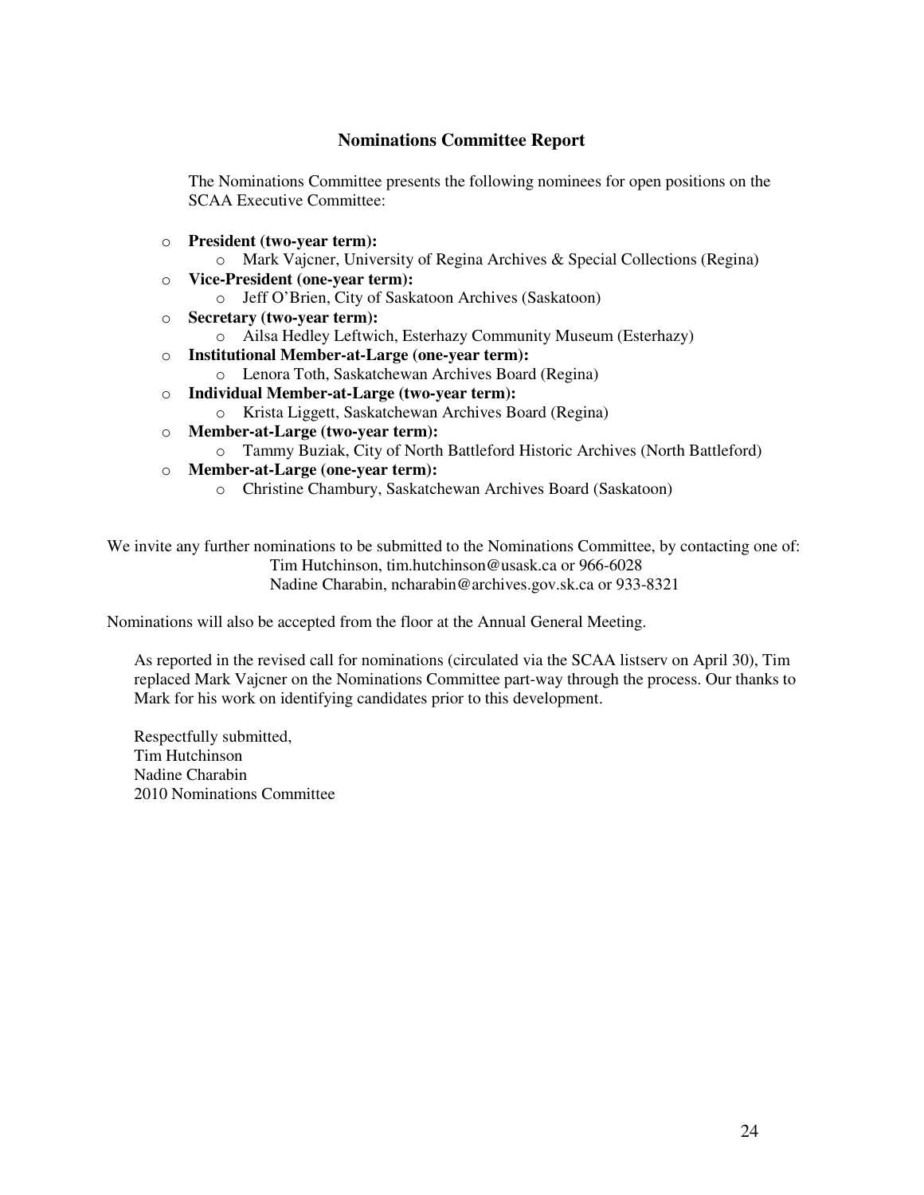## Nominations Committee Report

The Nominations Committee presents the following nominees for open positions on the SCAA Executive Committee:

- **President (two-year term):**
  - Mark Vajcner, University of Regina Archives & Special Collections (Regina)
- **Vice-President (one-year term):**
  - Jeff O'Brien, City of Saskatoon Archives (Saskatoon)
- **Secretary (two-year term):**
  - Ailsa Hedley Leftwich, Esterhazy Community Museum (Esterhazy)
- **Institutional Member-at-Large (one-year term):**
  - Lenora Toth, Saskatchewan Archives Board (Regina)
- **Individual Member-at-Large (two-year term):**
  - Krista Liggett, Saskatchewan Archives Board (Regina)
- **Member-at-Large (two-year term):**
  - Tammy Buziak, City of North Battleford Historic Archives (North Battleford)
- **Member-at-Large (one-year term):**
  - Christine Chambury, Saskatchewan Archives Board (Saskatoon)

We invite any further nominations to be submitted to the Nominations Committee, by contacting one of:
Tim Hutchinson, tim.hutchinson@usask.ca or 966-6028
Nadine Charabin, ncharabin@archives.gov.sk.ca or 933-8321

Nominations will also be accepted from the floor at the Annual General Meeting.

As reported in the revised call for nominations (circulated via the SCAA listserv on April 30), Tim replaced Mark Vajcner on the Nominations Committee part-way through the process. Our thanks to Mark for his work on identifying candidates prior to this development.

Respectfully submitted,
Tim Hutchinson
Nadine Charabin
2010 Nominations Committee